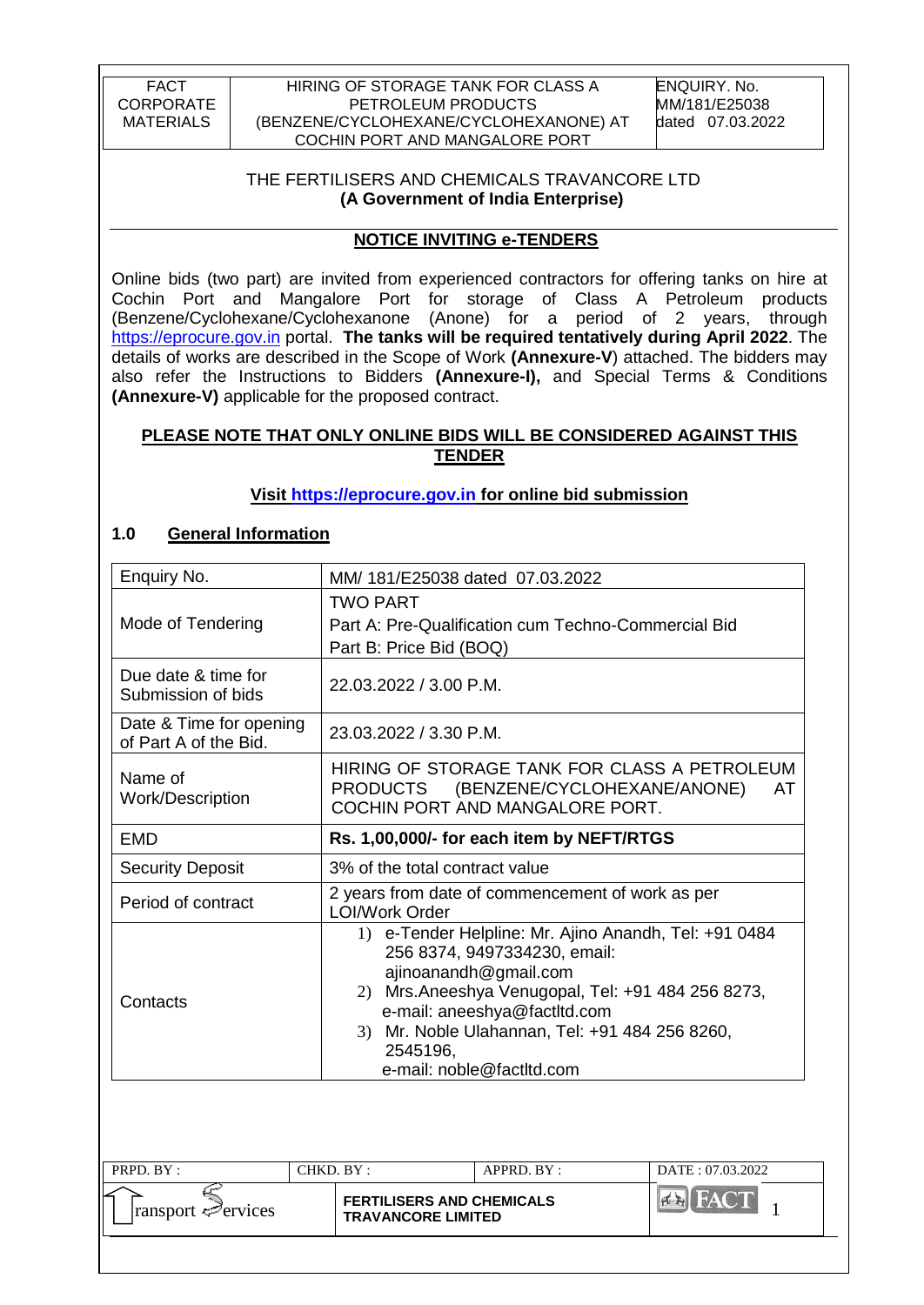| FACT CORPORATE MATERIALS | HIRING OF STORAGE TANK FOR CLASS A PETROLEUM PRODUCTS (BENZENE/CYCLOHEXANE/CYCLOHEXANONE) AT COCHIN PORT AND MANGALORE PORT | ENQUIRY. No. MM/181/E25038 dated 07.03.2022 |
|---|---|---|

THE FERTILISERS AND CHEMICALS TRAVANCORE LTD
**(A Government of India Enterprise)**

## NOTICE INVITING e-TENDERS

Online bids (two part) are invited from experienced contractors for offering tanks on hire at Cochin Port and Mangalore Port for storage of Class A Petroleum products (Benzene/Cyclohexane/Cyclohexanone (Anone) for a period of 2 years, through https://eprocure.gov.in portal. **The tanks will be required tentatively during April 2022**. The details of works are described in the Scope of Work **(Annexure-V)** attached. The bidders may also refer the Instructions to Bidders **(Annexure-I),** and Special Terms & Conditions **(Annexure-V)** applicable for the proposed contract.

**PLEASE NOTE THAT ONLY ONLINE BIDS WILL BE CONSIDERED AGAINST THIS TENDER**

**Visit https://eprocure.gov.in for online bid submission**

### 1.0 General Information

| Enquiry No. | MM/ 181/E25038 dated 07.03.2022 |
|---|---|
| Mode of Tendering | TWO PART<br>Part A: Pre-Qualification cum Techno-Commercial Bid<br>Part B: Price Bid (BOQ) |
| Due date & time for Submission of bids | 22.03.2022 / 3.00 P.M. |
| Date & Time for opening of Part A of the Bid. | 23.03.2022 / 3.30 P.M. |
| Name of Work/Description | HIRING OF STORAGE TANK FOR CLASS A PETROLEUM PRODUCTS (BENZENE/CYCLOHEXANE/ANONE) AT COCHIN PORT AND MANGALORE PORT. |
| EMD | **Rs. 1,00,000/- for each item by NEFT/RTGS** |
| Security Deposit | 3% of the total contract value |
| Period of contract | 2 years from date of commencement of work as per LOI/Work Order |
| Contacts | 1) e-Tender Helpline: Mr. Ajino Anandh, Tel: +91 0484 256 8374, 9497334230, email: ajinoanandh@gmail.com<br>2) Mrs.Aneeshya Venugopal, Tel: +91 484 256 8273, e-mail: aneeshya@factltd.com<br>3) Mr. Noble Ulahannan, Tel: +91 484 256 8260, 2545196, e-mail: noble@factltd.com |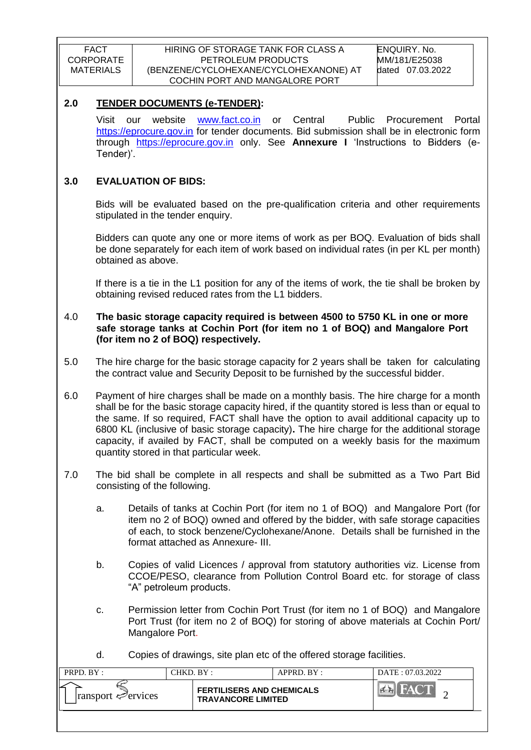## 2.0 TENDER DOCUMENTS (e-TENDER):

Visit our website www.fact.co.in or Central Public Procurement Portal https://eprocure.gov.in for tender documents. Bid submission shall be in electronic form through https://eprocure.gov.in only. See **Annexure I** 'Instructions to Bidders (e-Tender)'.

## 3.0 EVALUATION OF BIDS:

Bids will be evaluated based on the pre-qualification criteria and other requirements stipulated in the tender enquiry.

Bidders can quote any one or more items of work as per BOQ. Evaluation of bids shall be done separately for each item of work based on individual rates (in per KL per month) obtained as above.

If there is a tie in the L1 position for any of the items of work, the tie shall be broken by obtaining revised reduced rates from the L1 bidders.

4.0 **The basic storage capacity required is between 4500 to 5750 KL in one or more safe storage tanks at Cochin Port (for item no 1 of BOQ) and Mangalore Port (for item no 2 of BOQ) respectively.**

5.0 The hire charge for the basic storage capacity for 2 years shall be taken for calculating the contract value and Security Deposit to be furnished by the successful bidder.

6.0 Payment of hire charges shall be made on a monthly basis. The hire charge for a month shall be for the basic storage capacity hired, if the quantity stored is less than or equal to the same. If so required, FACT shall have the option to avail additional capacity up to 6800 KL (inclusive of basic storage capacity)**.** The hire charge for the additional storage capacity, if availed by FACT, shall be computed on a weekly basis for the maximum quantity stored in that particular week.

7.0 The bid shall be complete in all respects and shall be submitted as a Two Part Bid consisting of the following.

a. Details of tanks at Cochin Port (for item no 1 of BOQ) and Mangalore Port (for item no 2 of BOQ) owned and offered by the bidder, with safe storage capacities of each, to stock benzene/Cyclohexane/Anone. Details shall be furnished in the format attached as Annexure- III.

b. Copies of valid Licences / approval from statutory authorities viz. License from CCOE/PESO, clearance from Pollution Control Board etc. for storage of class "A" petroleum products.

c. Permission letter from Cochin Port Trust (for item no 1 of BOQ) and Mangalore Port Trust (for item no 2 of BOQ) for storing of above materials at Cochin Port/ Mangalore Port.

d. Copies of drawings, site plan etc of the offered storage facilities.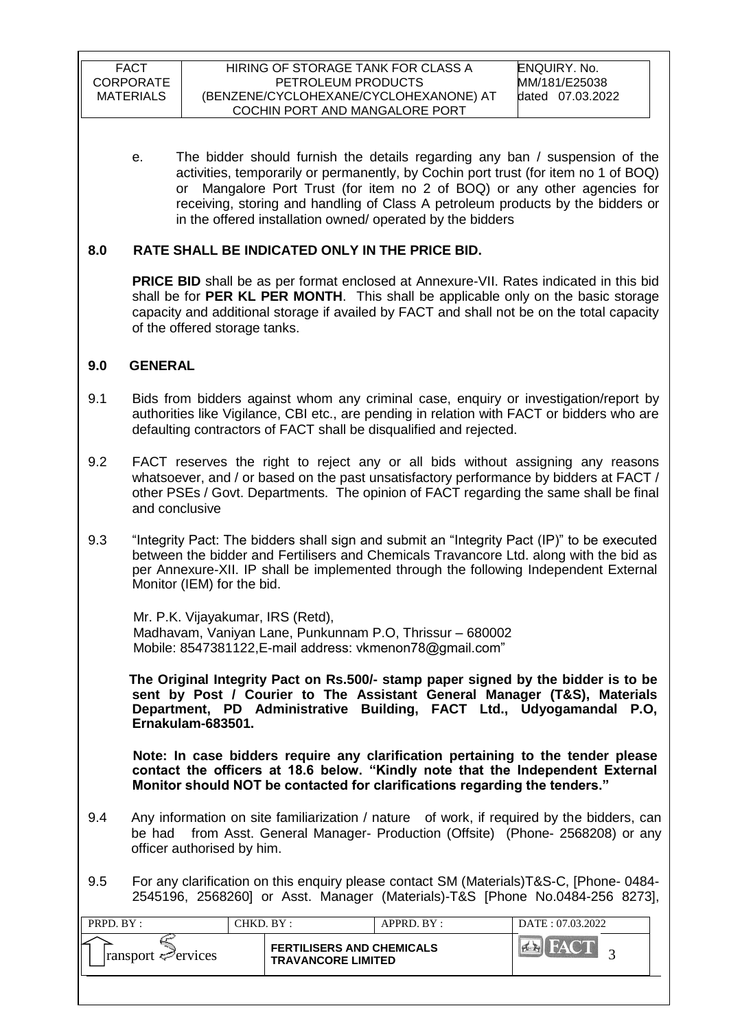e. The bidder should furnish the details regarding any ban / suspension of the activities, temporarily or permanently, by Cochin port trust (for item no 1 of BOQ) or Mangalore Port Trust (for item no 2 of BOQ) or any other agencies for receiving, storing and handling of Class A petroleum products by the bidders or in the offered installation owned/ operated by the bidders

## 8.0 RATE SHALL BE INDICATED ONLY IN THE PRICE BID.

**PRICE BID** shall be as per format enclosed at Annexure-VII. Rates indicated in this bid shall be for **PER KL PER MONTH**. This shall be applicable only on the basic storage capacity and additional storage if availed by FACT and shall not be on the total capacity of the offered storage tanks.

## 9.0 GENERAL

9.1 Bids from bidders against whom any criminal case, enquiry or investigation/report by authorities like Vigilance, CBI etc., are pending in relation with FACT or bidders who are defaulting contractors of FACT shall be disqualified and rejected.

9.2 FACT reserves the right to reject any or all bids without assigning any reasons whatsoever, and / or based on the past unsatisfactory performance by bidders at FACT / other PSEs / Govt. Departments. The opinion of FACT regarding the same shall be final and conclusive

9.3 "Integrity Pact: The bidders shall sign and submit an "Integrity Pact (IP)" to be executed between the bidder and Fertilisers and Chemicals Travancore Ltd. along with the bid as per Annexure-XII. IP shall be implemented through the following Independent External Monitor (IEM) for the bid.

Mr. P.K. Vijayakumar, IRS (Retd),
Madhavam, Vaniyan Lane, Punkunnam P.O, Thrissur – 680002
Mobile: 8547381122,E-mail address: vkmenon78@gmail.com"

**The Original Integrity Pact on Rs.500/- stamp paper signed by the bidder is to be sent by Post / Courier to The Assistant General Manager (T&S), Materials Department, PD Administrative Building, FACT Ltd., Udyogamandal P.O, Ernakulam-683501.**

**Note: In case bidders require any clarification pertaining to the tender please contact the officers at 18.6 below. "Kindly note that the Independent External Monitor should NOT be contacted for clarifications regarding the tenders."**

9.4 Any information on site familiarization / nature of work, if required by the bidders, can be had from Asst. General Manager- Production (Offsite) (Phone- 2568208) or any officer authorised by him.

9.5 For any clarification on this enquiry please contact SM (Materials)T&S-C, [Phone- 0484-2545196, 2568260] or Asst. Manager (Materials)-T&S [Phone No.0484-256 8273],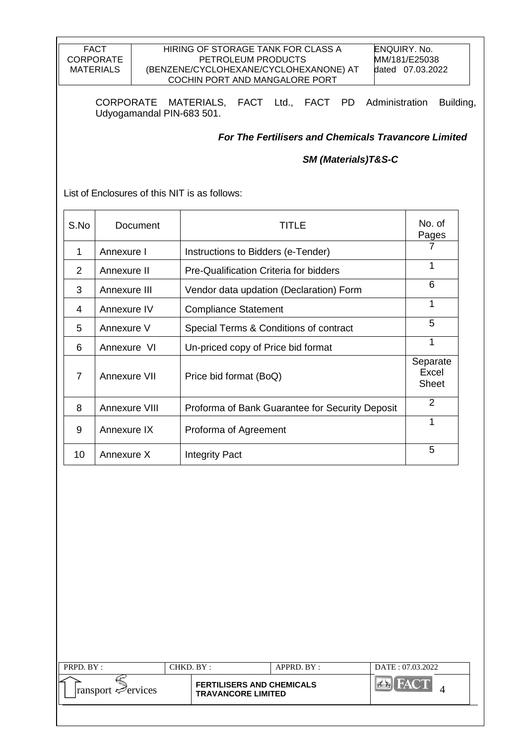CORPORATE MATERIALS, FACT Ltd., FACT PD Administration Building, Udyogamandal PIN-683 501.

***For The Fertilisers and Chemicals Travancore Limited***

***SM (Materials)T&S-C***

List of Enclosures of this NIT is as follows:

| S.No | Document | TITLE | No. of Pages |
|---|---|---|---|
| 1 | Annexure I | Instructions to Bidders (e-Tender) | 7 |
| 2 | Annexure II | Pre-Qualification Criteria for bidders | 1 |
| 3 | Annexure III | Vendor data updation (Declaration) Form | 6 |
| 4 | Annexure IV | Compliance Statement | 1 |
| 5 | Annexure V | Special Terms & Conditions of contract | 5 |
| 6 | Annexure VI | Un-priced copy of Price bid format | 1 |
| 7 | Annexure VII | Price bid format (BoQ) | Separate Excel Sheet |
| 8 | Annexure VIII | Proforma of Bank Guarantee for Security Deposit | 2 |
| 9 | Annexure IX | Proforma of Agreement | 1 |
| 10 | Annexure X | Integrity Pact | 5 |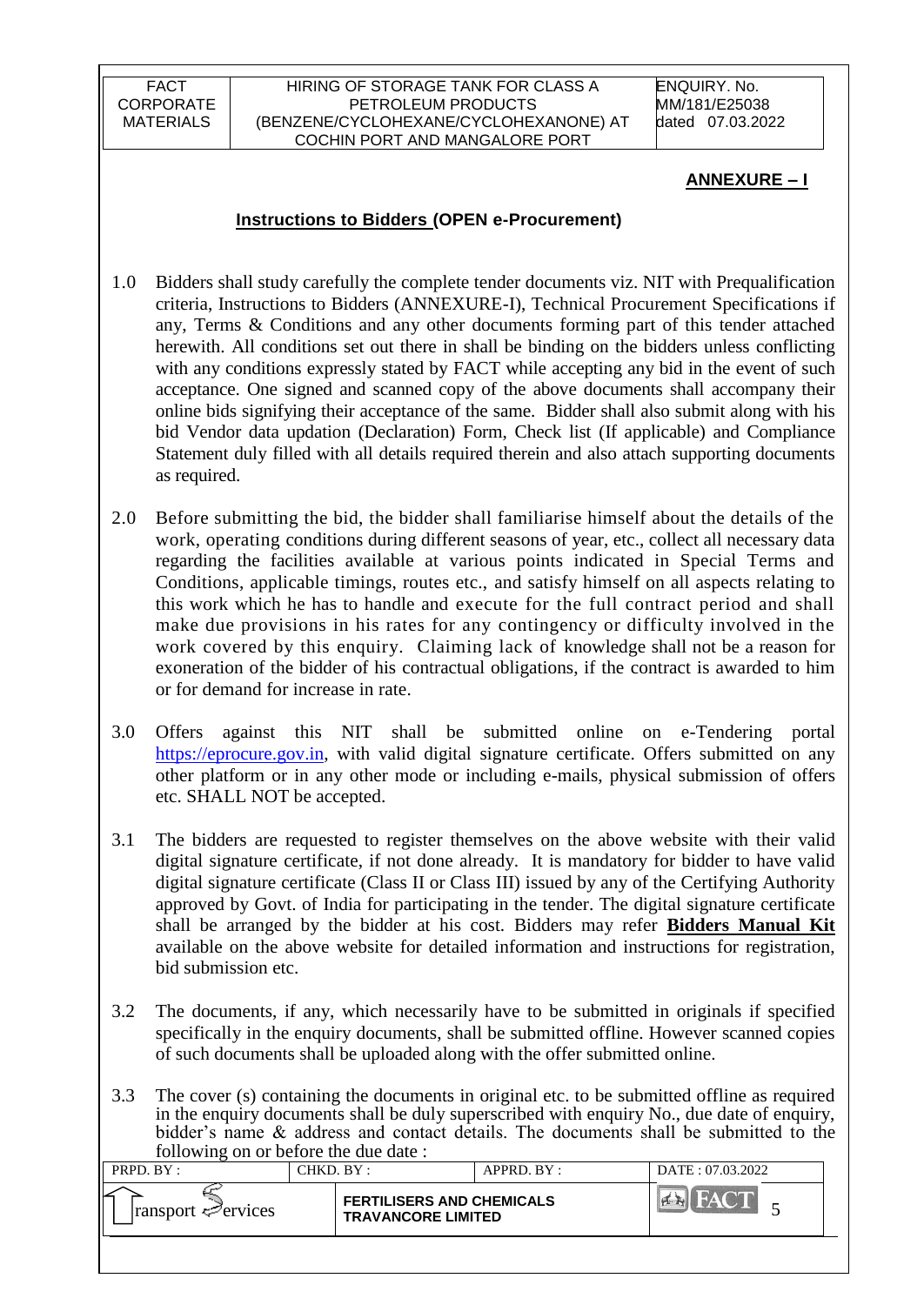## ANNEXURE – I

### Instructions to Bidders (OPEN e-Procurement)

1.0 Bidders shall study carefully the complete tender documents viz. NIT with Prequalification criteria, Instructions to Bidders (ANNEXURE-I), Technical Procurement Specifications if any, Terms & Conditions and any other documents forming part of this tender attached herewith. All conditions set out there in shall be binding on the bidders unless conflicting with any conditions expressly stated by FACT while accepting any bid in the event of such acceptance. One signed and scanned copy of the above documents shall accompany their online bids signifying their acceptance of the same. Bidder shall also submit along with his bid Vendor data updation (Declaration) Form, Check list (If applicable) and Compliance Statement duly filled with all details required therein and also attach supporting documents as required.

2.0 Before submitting the bid, the bidder shall familiarise himself about the details of the work, operating conditions during different seasons of year, etc., collect all necessary data regarding the facilities available at various points indicated in Special Terms and Conditions, applicable timings, routes etc., and satisfy himself on all aspects relating to this work which he has to handle and execute for the full contract period and shall make due provisions in his rates for any contingency or difficulty involved in the work covered by this enquiry. Claiming lack of knowledge shall not be a reason for exoneration of the bidder of his contractual obligations, if the contract is awarded to him or for demand for increase in rate.

3.0 Offers against this NIT shall be submitted online on e-Tendering portal https://eprocure.gov.in, with valid digital signature certificate. Offers submitted on any other platform or in any other mode or including e-mails, physical submission of offers etc. SHALL NOT be accepted.

3.1 The bidders are requested to register themselves on the above website with their valid digital signature certificate, if not done already. It is mandatory for bidder to have valid digital signature certificate (Class II or Class III) issued by any of the Certifying Authority approved by Govt. of India for participating in the tender. The digital signature certificate shall be arranged by the bidder at his cost. Bidders may refer **Bidders Manual Kit** available on the above website for detailed information and instructions for registration, bid submission etc.

3.2 The documents, if any, which necessarily have to be submitted in originals if specified specifically in the enquiry documents, shall be submitted offline. However scanned copies of such documents shall be uploaded along with the offer submitted online.

3.3 The cover (s) containing the documents in original etc. to be submitted offline as required in the enquiry documents shall be duly superscribed with enquiry No., due date of enquiry, bidder's name & address and contact details. The documents shall be submitted to the following on or before the due date :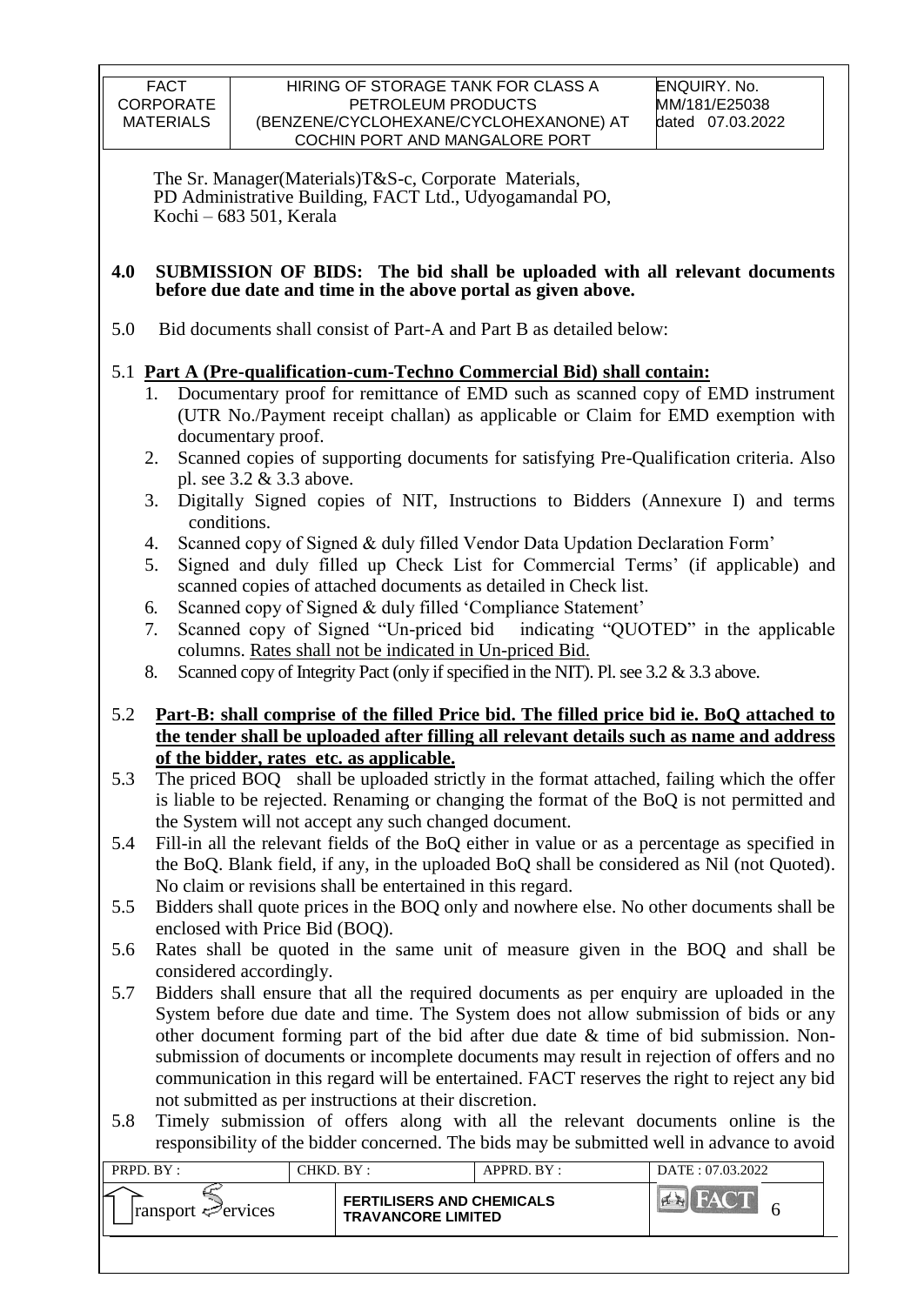The Sr. Manager(Materials)T&S-c, Corporate Materials,
PD Administrative Building, FACT Ltd., Udyogamandal PO,
Kochi – 683 501, Kerala

**4.0 SUBMISSION OF BIDS: The bid shall be uploaded with all relevant documents before due date and time in the above portal as given above.**

5.0 Bid documents shall consist of Part-A and Part B as detailed below:

5.1 **Part A (Pre-qualification-cum-Techno Commercial Bid) shall contain:**

1. Documentary proof for remittance of EMD such as scanned copy of EMD instrument (UTR No./Payment receipt challan) as applicable or Claim for EMD exemption with documentary proof.
2. Scanned copies of supporting documents for satisfying Pre-Qualification criteria. Also pl. see 3.2 & 3.3 above.
3. Digitally Signed copies of NIT, Instructions to Bidders (Annexure I) and terms conditions.
4. Scanned copy of Signed & duly filled Vendor Data Updation Declaration Form'
5. Signed and duly filled up Check List for Commercial Terms' (if applicable) and scanned copies of attached documents as detailed in Check list.
6. Scanned copy of Signed & duly filled 'Compliance Statement'
7. Scanned copy of Signed "Un-priced bid indicating "QUOTED" in the applicable columns. Rates shall not be indicated in Un-priced Bid.
8. Scanned copy of Integrity Pact (only if specified in the NIT). Pl. see 3.2 & 3.3 above.

5.2 **Part-B: shall comprise of the filled Price bid. The filled price bid ie. BoQ attached to the tender shall be uploaded after filling all relevant details such as name and address of the bidder, rates etc. as applicable.**

5.3 The priced BOQ shall be uploaded strictly in the format attached, failing which the offer is liable to be rejected. Renaming or changing the format of the BoQ is not permitted and the System will not accept any such changed document.

5.4 Fill-in all the relevant fields of the BoQ either in value or as a percentage as specified in the BoQ. Blank field, if any, in the uploaded BoQ shall be considered as Nil (not Quoted). No claim or revisions shall be entertained in this regard.

5.5 Bidders shall quote prices in the BOQ only and nowhere else. No other documents shall be enclosed with Price Bid (BOQ).

5.6 Rates shall be quoted in the same unit of measure given in the BOQ and shall be considered accordingly.

5.7 Bidders shall ensure that all the required documents as per enquiry are uploaded in the System before due date and time. The System does not allow submission of bids or any other document forming part of the bid after due date & time of bid submission. Non-submission of documents or incomplete documents may result in rejection of offers and no communication in this regard will be entertained. FACT reserves the right to reject any bid not submitted as per instructions at their discretion.

5.8 Timely submission of offers along with all the relevant documents online is the responsibility of the bidder concerned. The bids may be submitted well in advance to avoid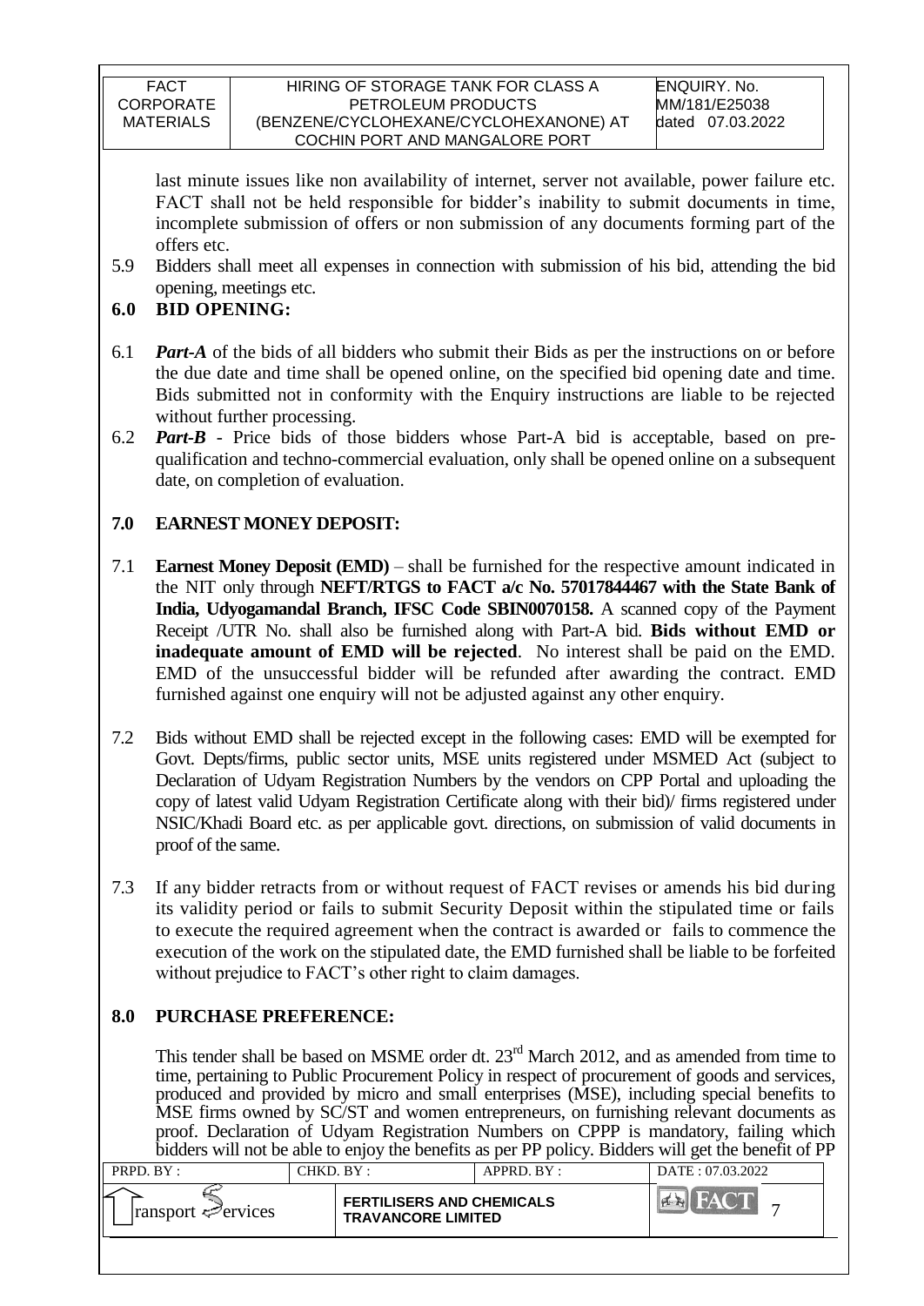last minute issues like non availability of internet, server not available, power failure etc. FACT shall not be held responsible for bidder's inability to submit documents in time, incomplete submission of offers or non submission of any documents forming part of the offers etc.

5.9 Bidders shall meet all expenses in connection with submission of his bid, attending the bid opening, meetings etc.

## 6.0 BID OPENING:

6.1 ***Part-A*** of the bids of all bidders who submit their Bids as per the instructions on or before the due date and time shall be opened online, on the specified bid opening date and time. Bids submitted not in conformity with the Enquiry instructions are liable to be rejected without further processing.

6.2 ***Part-B*** - Price bids of those bidders whose Part-A bid is acceptable, based on pre-qualification and techno-commercial evaluation, only shall be opened online on a subsequent date, on completion of evaluation.

## 7.0 EARNEST MONEY DEPOSIT:

7.1 **Earnest Money Deposit (EMD)** – shall be furnished for the respective amount indicated in the NIT only through **NEFT/RTGS to FACT a/c No. 57017844467 with the State Bank of India, Udyogamandal Branch, IFSC Code SBIN0070158.** A scanned copy of the Payment Receipt /UTR No. shall also be furnished along with Part-A bid. **Bids without EMD or inadequate amount of EMD will be rejected**. No interest shall be paid on the EMD. EMD of the unsuccessful bidder will be refunded after awarding the contract. EMD furnished against one enquiry will not be adjusted against any other enquiry.

7.2 Bids without EMD shall be rejected except in the following cases: EMD will be exempted for Govt. Depts/firms, public sector units, MSE units registered under MSMED Act (subject to Declaration of Udyam Registration Numbers by the vendors on CPP Portal and uploading the copy of latest valid Udyam Registration Certificate along with their bid)/ firms registered under NSIC/Khadi Board etc. as per applicable govt. directions, on submission of valid documents in proof of the same.

7.3 If any bidder retracts from or without request of FACT revises or amends his bid during its validity period or fails to submit Security Deposit within the stipulated time or fails to execute the required agreement when the contract is awarded or fails to commence the execution of the work on the stipulated date, the EMD furnished shall be liable to be forfeited without prejudice to FACT's other right to claim damages.

## 8.0 PURCHASE PREFERENCE:

This tender shall be based on MSME order dt. 23rd March 2012, and as amended from time to time, pertaining to Public Procurement Policy in respect of procurement of goods and services, produced and provided by micro and small enterprises (MSE), including special benefits to MSE firms owned by SC/ST and women entrepreneurs, on furnishing relevant documents as proof. Declaration of Udyam Registration Numbers on CPPP is mandatory, failing which bidders will not be able to enjoy the benefits as per PP policy. Bidders will get the benefit of PP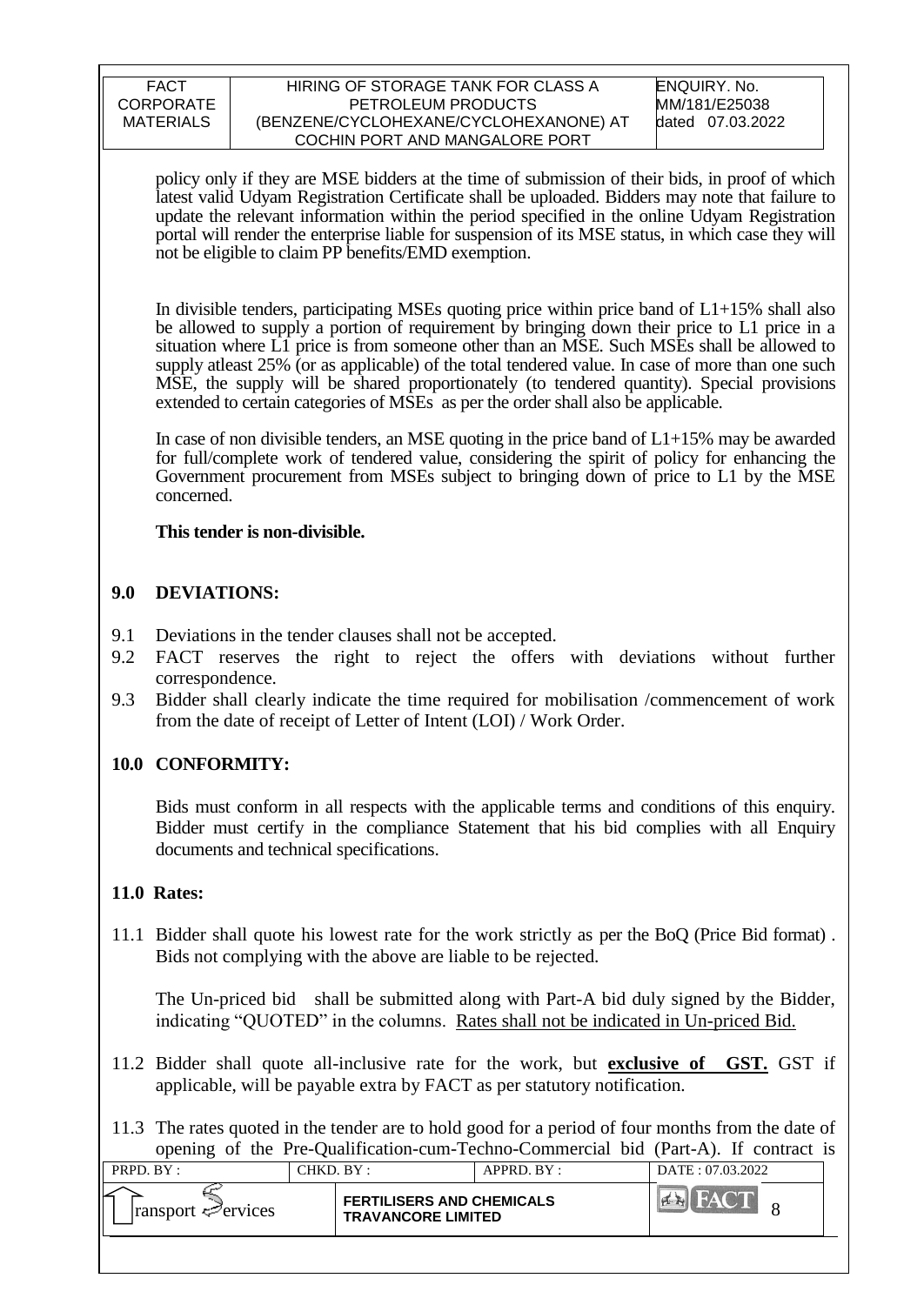policy only if they are MSE bidders at the time of submission of their bids, in proof of which latest valid Udyam Registration Certificate shall be uploaded. Bidders may note that failure to update the relevant information within the period specified in the online Udyam Registration portal will render the enterprise liable for suspension of its MSE status, in which case they will not be eligible to claim PP benefits/EMD exemption.

In divisible tenders, participating MSEs quoting price within price band of L1+15% shall also be allowed to supply a portion of requirement by bringing down their price to L1 price in a situation where L1 price is from someone other than an MSE. Such MSEs shall be allowed to supply atleast 25% (or as applicable) of the total tendered value. In case of more than one such MSE, the supply will be shared proportionately (to tendered quantity). Special provisions extended to certain categories of MSEs as per the order shall also be applicable.

In case of non divisible tenders, an MSE quoting in the price band of L1+15% may be awarded for full/complete work of tendered value, considering the spirit of policy for enhancing the Government procurement from MSEs subject to bringing down of price to L1 by the MSE concerned.

**This tender is non-divisible.**

## 9.0 DEVIATIONS:

9.1 Deviations in the tender clauses shall not be accepted.

9.2 FACT reserves the right to reject the offers with deviations without further correspondence.

9.3 Bidder shall clearly indicate the time required for mobilisation /commencement of work from the date of receipt of Letter of Intent (LOI) / Work Order.

## 10.0 CONFORMITY:

Bids must conform in all respects with the applicable terms and conditions of this enquiry. Bidder must certify in the compliance Statement that his bid complies with all Enquiry documents and technical specifications.

## 11.0 Rates:

11.1 Bidder shall quote his lowest rate for the work strictly as per the BoQ (Price Bid format) . Bids not complying with the above are liable to be rejected.

The Un-priced bid shall be submitted along with Part-A bid duly signed by the Bidder, indicating "QUOTED" in the columns. Rates shall not be indicated in Un-priced Bid.

11.2 Bidder shall quote all-inclusive rate for the work, but **exclusive of GST.** GST if applicable, will be payable extra by FACT as per statutory notification.

11.3 The rates quoted in the tender are to hold good for a period of four months from the date of opening of the Pre-Qualification-cum-Techno-Commercial bid (Part-A). If contract is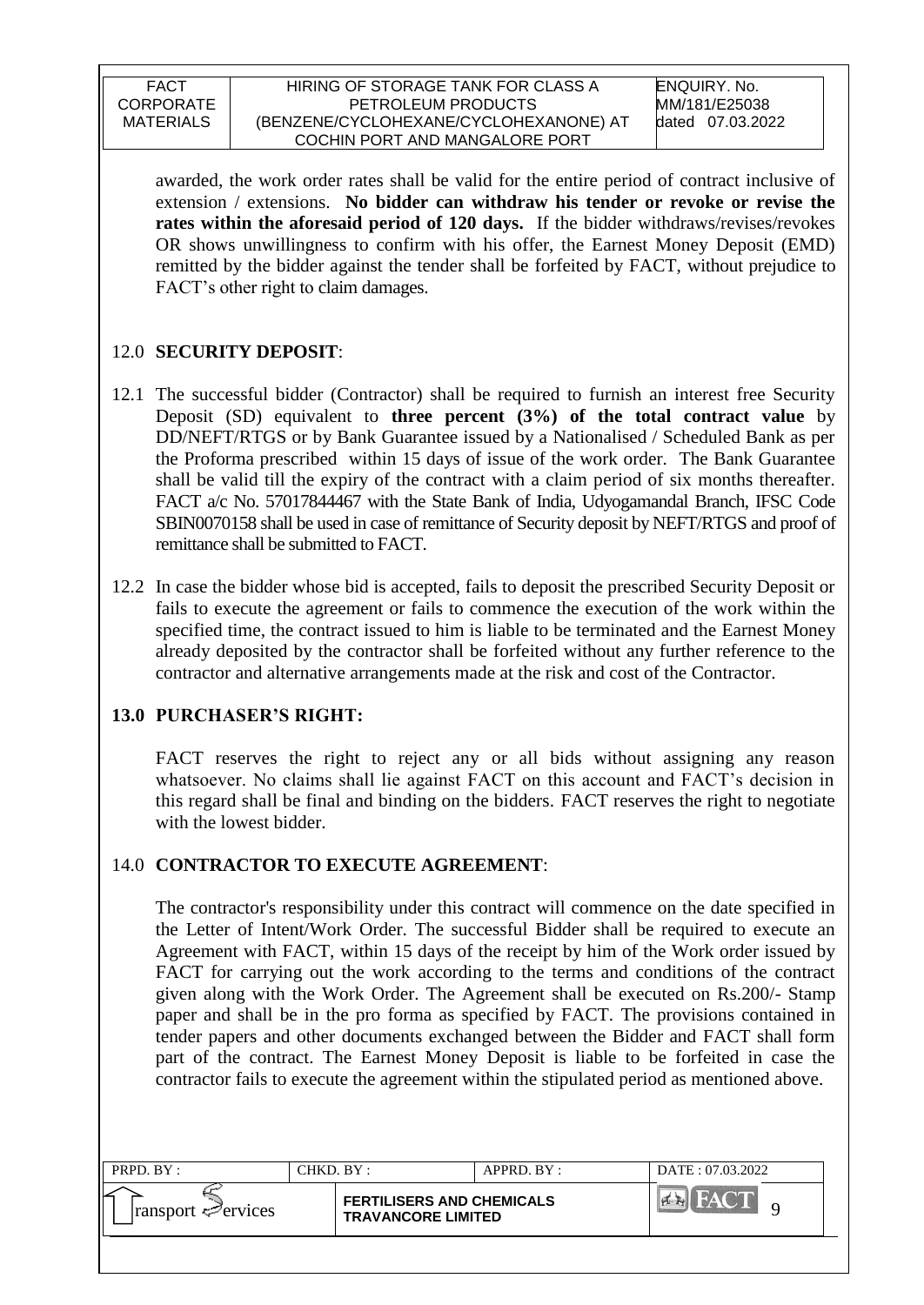awarded, the work order rates shall be valid for the entire period of contract inclusive of extension / extensions. **No bidder can withdraw his tender or revoke or revise the rates within the aforesaid period of 120 days.** If the bidder withdraws/revises/revokes OR shows unwillingness to confirm with his offer, the Earnest Money Deposit (EMD) remitted by the bidder against the tender shall be forfeited by FACT, without prejudice to FACT's other right to claim damages.

## 12.0 **SECURITY DEPOSIT**:

12.1 The successful bidder (Contractor) shall be required to furnish an interest free Security Deposit (SD) equivalent to **three percent (3%) of the total contract value** by DD/NEFT/RTGS or by Bank Guarantee issued by a Nationalised / Scheduled Bank as per the Proforma prescribed within 15 days of issue of the work order. The Bank Guarantee shall be valid till the expiry of the contract with a claim period of six months thereafter. FACT a/c No. 57017844467 with the State Bank of India, Udyogamandal Branch, IFSC Code SBIN0070158 shall be used in case of remittance of Security deposit by NEFT/RTGS and proof of remittance shall be submitted to FACT.

12.2 In case the bidder whose bid is accepted, fails to deposit the prescribed Security Deposit or fails to execute the agreement or fails to commence the execution of the work within the specified time, the contract issued to him is liable to be terminated and the Earnest Money already deposited by the contractor shall be forfeited without any further reference to the contractor and alternative arrangements made at the risk and cost of the Contractor.

## **13.0 PURCHASER'S RIGHT:**

FACT reserves the right to reject any or all bids without assigning any reason whatsoever. No claims shall lie against FACT on this account and FACT's decision in this regard shall be final and binding on the bidders. FACT reserves the right to negotiate with the lowest bidder.

## 14.0 **CONTRACTOR TO EXECUTE AGREEMENT**:

The contractor's responsibility under this contract will commence on the date specified in the Letter of Intent/Work Order. The successful Bidder shall be required to execute an Agreement with FACT, within 15 days of the receipt by him of the Work order issued by FACT for carrying out the work according to the terms and conditions of the contract given along with the Work Order. The Agreement shall be executed on Rs.200/- Stamp paper and shall be in the pro forma as specified by FACT. The provisions contained in tender papers and other documents exchanged between the Bidder and FACT shall form part of the contract. The Earnest Money Deposit is liable to be forfeited in case the contractor fails to execute the agreement within the stipulated period as mentioned above.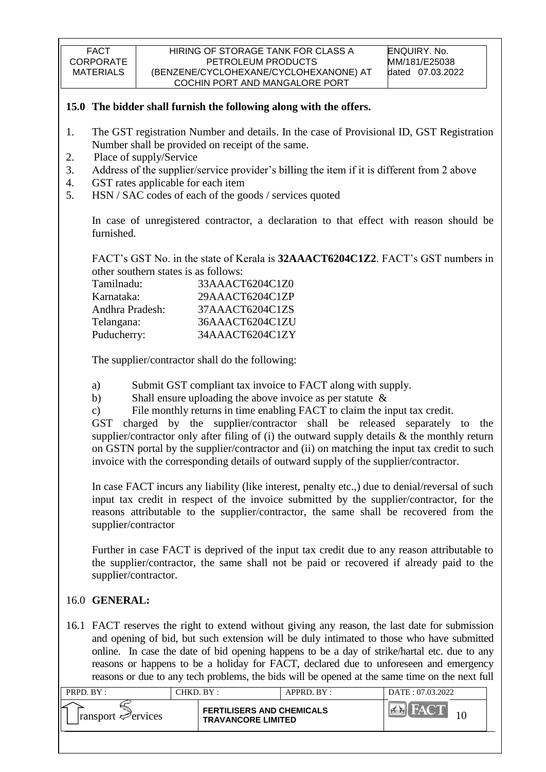## 15.0 The bidder shall furnish the following along with the offers.

1. The GST registration Number and details. In the case of Provisional ID, GST Registration Number shall be provided on receipt of the same.
2. Place of supply/Service
3. Address of the supplier/service provider's billing the item if it is different from 2 above
4. GST rates applicable for each item
5. HSN / SAC codes of each of the goods / services quoted

In case of unregistered contractor, a declaration to that effect with reason should be furnished.

FACT's GST No. in the state of Kerala is **32AAACT6204C1Z2**. FACT's GST numbers in other southern states is as follows:

| | |
|---|---|
| Tamilnadu: | 33AAACT6204C1Z0 |
| Karnataka: | 29AAACT6204C1ZP |
| Andhra Pradesh: | 37AAACT6204C1ZS |
| Telangana: | 36AAACT6204C1ZU |
| Puducherry: | 34AAACT6204C1ZY |

The supplier/contractor shall do the following:

a) Submit GST compliant tax invoice to FACT along with supply.
b) Shall ensure uploading the above invoice as per statute &
c) File monthly returns in time enabling FACT to claim the input tax credit.

GST charged by the supplier/contractor shall be released separately to the supplier/contractor only after filing of (i) the outward supply details & the monthly return on GSTN portal by the supplier/contractor and (ii) on matching the input tax credit to such invoice with the corresponding details of outward supply of the supplier/contractor.

In case FACT incurs any liability (like interest, penalty etc.,) due to denial/reversal of such input tax credit in respect of the invoice submitted by the supplier/contractor, for the reasons attributable to the supplier/contractor, the same shall be recovered from the supplier/contractor

Further in case FACT is deprived of the input tax credit due to any reason attributable to the supplier/contractor, the same shall not be paid or recovered if already paid to the supplier/contractor.

## 16.0 GENERAL:

16.1 FACT reserves the right to extend without giving any reason, the last date for submission and opening of bid, but such extension will be duly intimated to those who have submitted online. In case the date of bid opening happens to be a day of strike/hartal etc. due to any reasons or happens to be a holiday for FACT, declared due to unforeseen and emergency reasons or due to any tech problems, the bids will be opened at the same time on the next full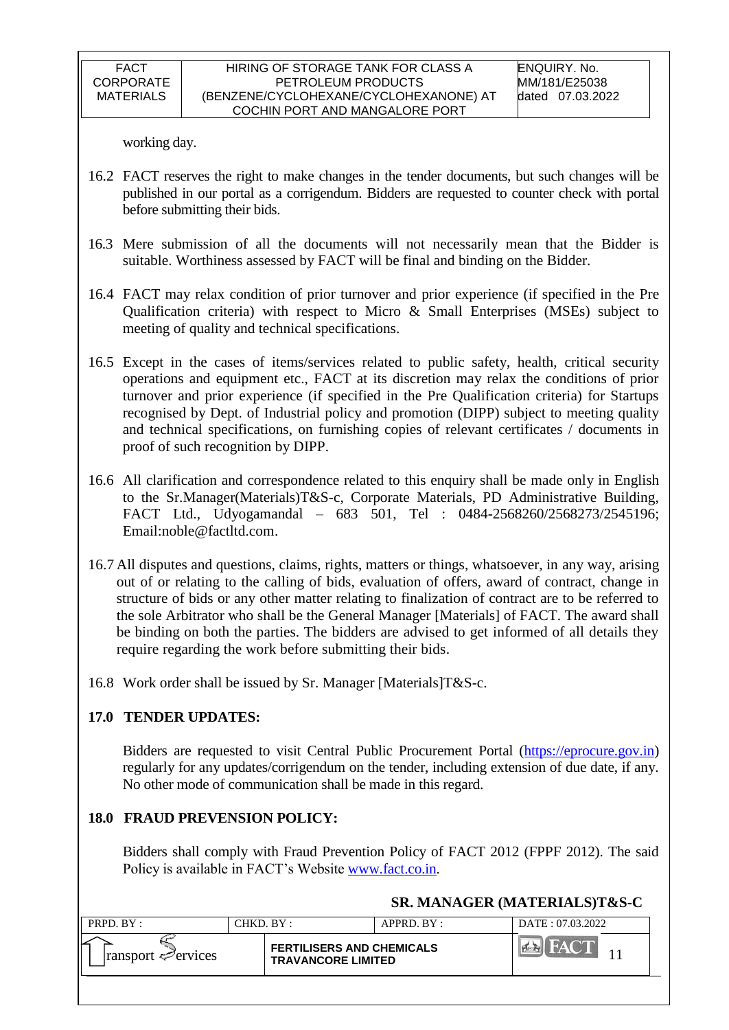working day.

16.2 FACT reserves the right to make changes in the tender documents, but such changes will be published in our portal as a corrigendum. Bidders are requested to counter check with portal before submitting their bids.

16.3 Mere submission of all the documents will not necessarily mean that the Bidder is suitable. Worthiness assessed by FACT will be final and binding on the Bidder.

16.4 FACT may relax condition of prior turnover and prior experience (if specified in the Pre Qualification criteria) with respect to Micro & Small Enterprises (MSEs) subject to meeting of quality and technical specifications.

16.5 Except in the cases of items/services related to public safety, health, critical security operations and equipment etc., FACT at its discretion may relax the conditions of prior turnover and prior experience (if specified in the Pre Qualification criteria) for Startups recognised by Dept. of Industrial policy and promotion (DIPP) subject to meeting quality and technical specifications, on furnishing copies of relevant certificates / documents in proof of such recognition by DIPP.

16.6 All clarification and correspondence related to this enquiry shall be made only in English to the Sr.Manager(Materials)T&S-c, Corporate Materials, PD Administrative Building, FACT Ltd., Udyogamandal – 683 501, Tel : 0484-2568260/2568273/2545196; Email:noble@factltd.com.

16.7 All disputes and questions, claims, rights, matters or things, whatsoever, in any way, arising out of or relating to the calling of bids, evaluation of offers, award of contract, change in structure of bids or any other matter relating to finalization of contract are to be referred to the sole Arbitrator who shall be the General Manager [Materials] of FACT. The award shall be binding on both the parties. The bidders are advised to get informed of all details they require regarding the work before submitting their bids.

16.8 Work order shall be issued by Sr. Manager [Materials]T&S-c.

## 17.0 TENDER UPDATES:

Bidders are requested to visit Central Public Procurement Portal (https://eprocure.gov.in) regularly for any updates/corrigendum on the tender, including extension of due date, if any. No other mode of communication shall be made in this regard.

## 18.0 FRAUD PREVENSION POLICY:

Bidders shall comply with Fraud Prevention Policy of FACT 2012 (FPPF 2012). The said Policy is available in FACT's Website www.fact.co.in.

**SR. MANAGER (MATERIALS)T&S-C**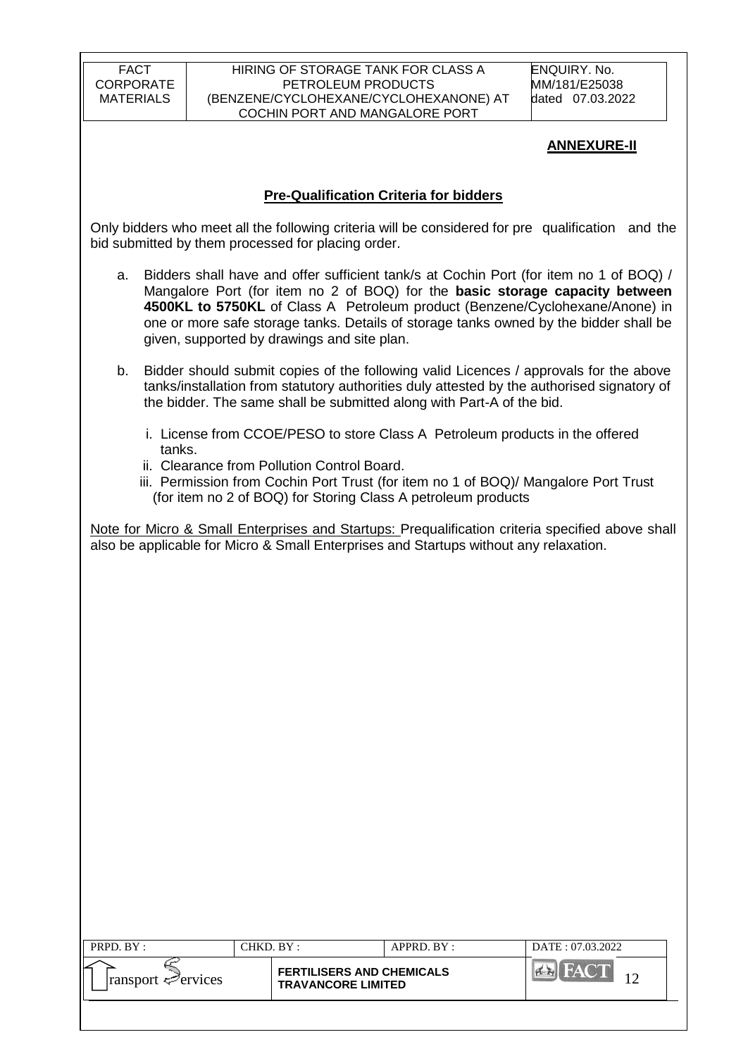**ANNEXURE-II**

## Pre-Qualification Criteria for bidders

Only bidders who meet all the following criteria will be considered for pre qualification and the bid submitted by them processed for placing order.

a. Bidders shall have and offer sufficient tank/s at Cochin Port (for item no 1 of BOQ) / Mangalore Port (for item no 2 of BOQ) for the **basic storage capacity between 4500KL to 5750KL** of Class A Petroleum product (Benzene/Cyclohexane/Anone) in one or more safe storage tanks. Details of storage tanks owned by the bidder shall be given, supported by drawings and site plan.

b. Bidder should submit copies of the following valid Licences / approvals for the above tanks/installation from statutory authorities duly attested by the authorised signatory of the bidder. The same shall be submitted along with Part-A of the bid.

   i. License from CCOE/PESO to store Class A Petroleum products in the offered tanks.
   ii. Clearance from Pollution Control Board.
   iii. Permission from Cochin Port Trust (for item no 1 of BOQ)/ Mangalore Port Trust (for item no 2 of BOQ) for Storing Class A petroleum products

Note for Micro & Small Enterprises and Startups: Prequalification criteria specified above shall also be applicable for Micro & Small Enterprises and Startups without any relaxation.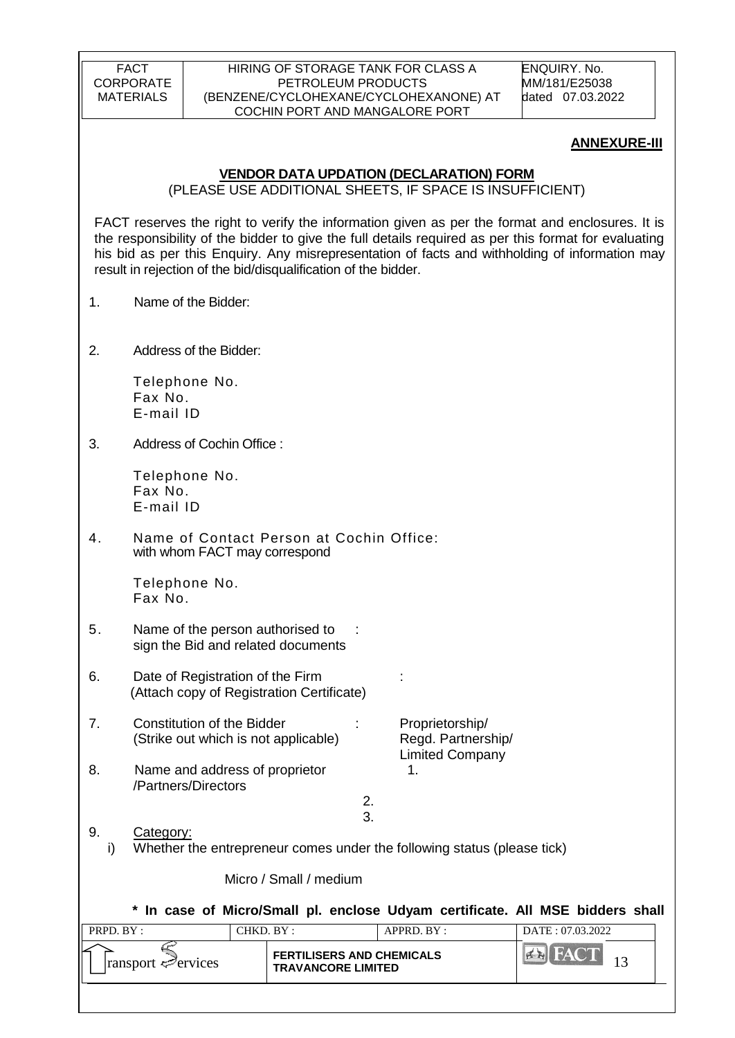**ANNEXURE-III**

**VENDOR DATA UPDATION (DECLARATION) FORM**

(PLEASE USE ADDITIONAL SHEETS, IF SPACE IS INSUFFICIENT)

FACT reserves the right to verify the information given as per the format and enclosures. It is the responsibility of the bidder to give the full details required as per this format for evaluating his bid as per this Enquiry. Any misrepresentation of facts and withholding of information may result in rejection of the bid/disqualification of the bidder.

1. Name of the Bidder:

2. Address of the Bidder:

   Telephone No.
   Fax No.
   E-mail ID

3. Address of Cochin Office :

   Telephone No.
   Fax No.
   E-mail ID

4. Name of Contact Person at Cochin Office: with whom FACT may correspond

   Telephone No.
   Fax No.

5. Name of the person authorised to sign the Bid and related documents :

6. Date of Registration of the Firm (Attach copy of Registration Certificate) :

7. Constitution of the Bidder (Strike out which is not applicable) : Proprietorship/ Regd. Partnership/ Limited Company

8. Name and address of proprietor /Partners/Directors
   1.
   2.
   3.

9. Category:

   i) Whether the entrepreneur comes under the following status (please tick)

   Micro / Small / medium

   **\* In case of Micro/Small pl. enclose Udyam certificate. All MSE bidders shall**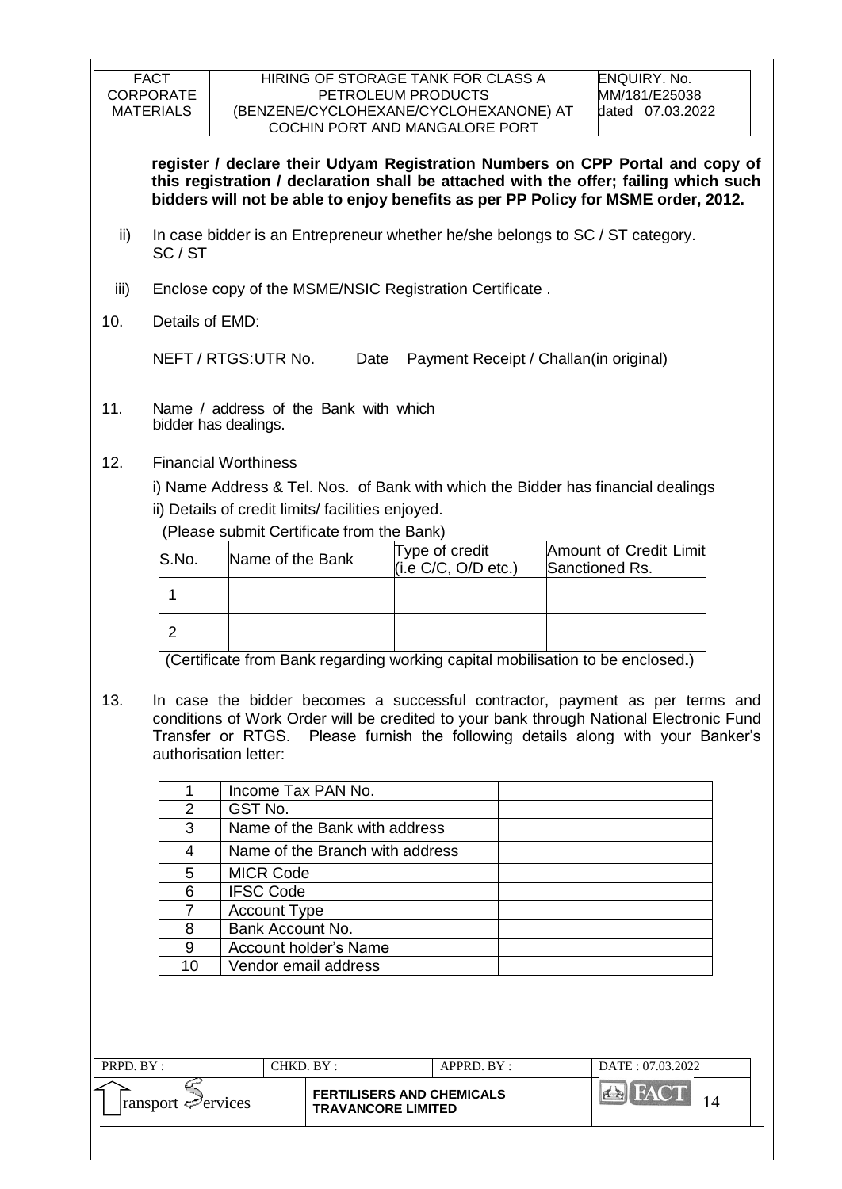**register / declare their Udyam Registration Numbers on CPP Portal and copy of this registration / declaration shall be attached with the offer; failing which such bidders will not be able to enjoy benefits as per PP Policy for MSME order, 2012.**

ii) In case bidder is an Entrepreneur whether he/she belongs to SC / ST category. SC / ST

iii) Enclose copy of the MSME/NSIC Registration Certificate .

10. Details of EMD:

NEFT / RTGS:UTR No. Date Payment Receipt / Challan(in original)

11. Name / address of the Bank with which bidder has dealings.

12. Financial Worthiness

i) Name Address & Tel. Nos. of Bank with which the Bidder has financial dealings

ii) Details of credit limits/ facilities enjoyed.

(Please submit Certificate from the Bank)

| S.No. | Name of the Bank | Type of credit (i.e C/C, O/D etc.) | Amount of Credit Limit Sanctioned Rs. |
|---|---|---|---|
| 1 | | | |
| 2 | | | |

(Certificate from Bank regarding working capital mobilisation to be enclosed**.**)

13. In case the bidder becomes a successful contractor, payment as per terms and conditions of Work Order will be credited to your bank through National Electronic Fund Transfer or RTGS. Please furnish the following details along with your Banker's authorisation letter:

| | | |
|---|---|---|
| 1 | Income Tax PAN No. | |
| 2 | GST No. | |
| 3 | Name of the Bank with address | |
| 4 | Name of the Branch with address | |
| 5 | MICR Code | |
| 6 | IFSC Code | |
| 7 | Account Type | |
| 8 | Bank Account No. | |
| 9 | Account holder's Name | |
| 10 | Vendor email address | |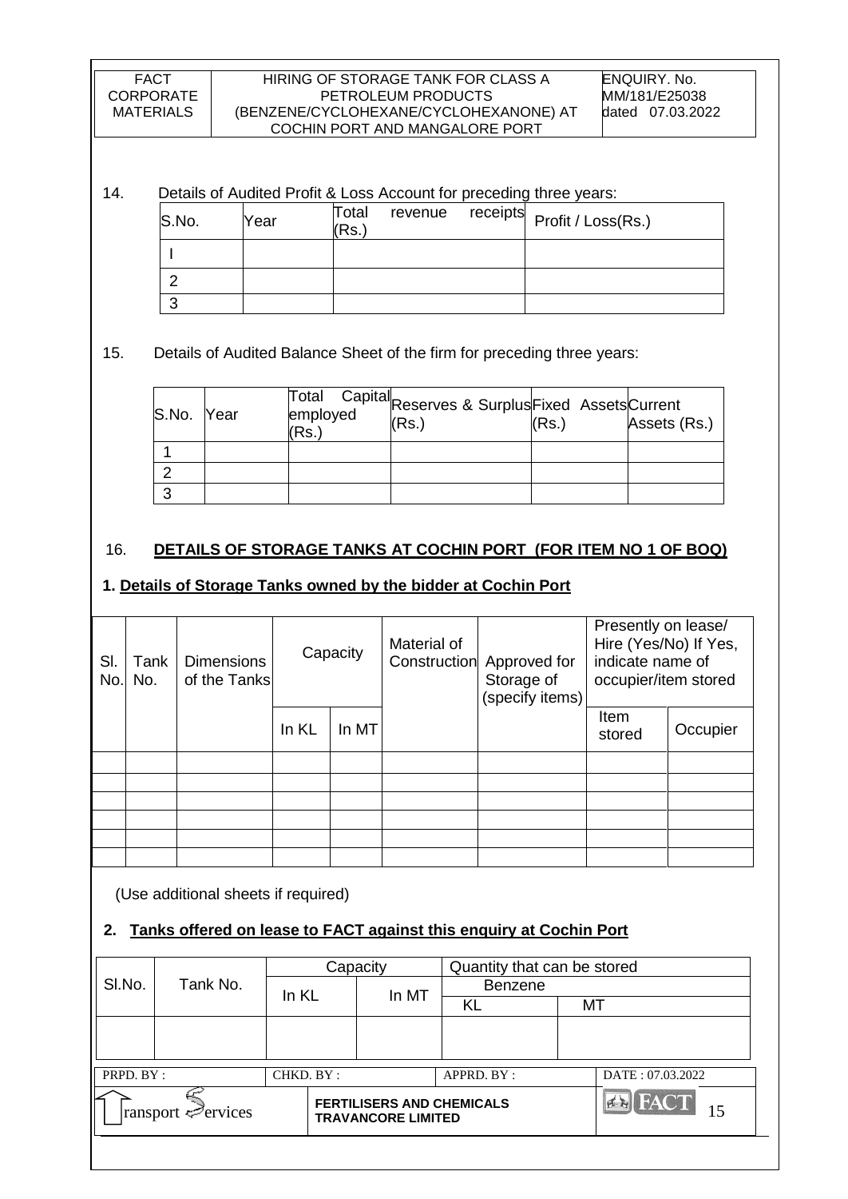14. Details of Audited Profit & Loss Account for preceding three years:

| S.No. | Year | Total revenue receipts (Rs.) | Profit / Loss(Rs.) |
|---|---|---|---|
| I | | | |
| 2 | | | |
| 3 | | | |

15. Details of Audited Balance Sheet of the firm for preceding three years:

| S.No. | Year | Total Capital employed (Rs.) | Reserves & Surplus (Rs.) | Fixed Assets (Rs.) | Current Assets (Rs.) |
|---|---|---|---|---|---|
| 1 | | | | | |
| 2 | | | | | |
| 3 | | | | | |

16. **DETAILS OF STORAGE TANKS AT COCHIN PORT (FOR ITEM NO 1 OF BOQ)**

**1. Details of Storage Tanks owned by the bidder at Cochin Port**

| Sl. No. | Tank No. | Dimensions of the Tanks | Capacity | | Material of Construction | Approved for Storage of (specify items) | Presently on lease/ Hire (Yes/No) If Yes, indicate name of occupier/item stored | |
|---|---|---|---|---|---|---|---|---|
| | | | In KL | In MT | | | Item stored | Occupier |
| | | | | | | | | |
| | | | | | | | | |
| | | | | | | | | |
| | | | | | | | | |
| | | | | | | | | |
| | | | | | | | | |

(Use additional sheets if required)

**2. Tanks offered on lease to FACT against this enquiry at Cochin Port**

| Sl.No. | Tank No. | Capacity | | Quantity that can be stored | |
|---|---|---|---|---|---|
| | | | | Benzene | |
| | | In KL | In MT | KL | MT |
| | | | | | |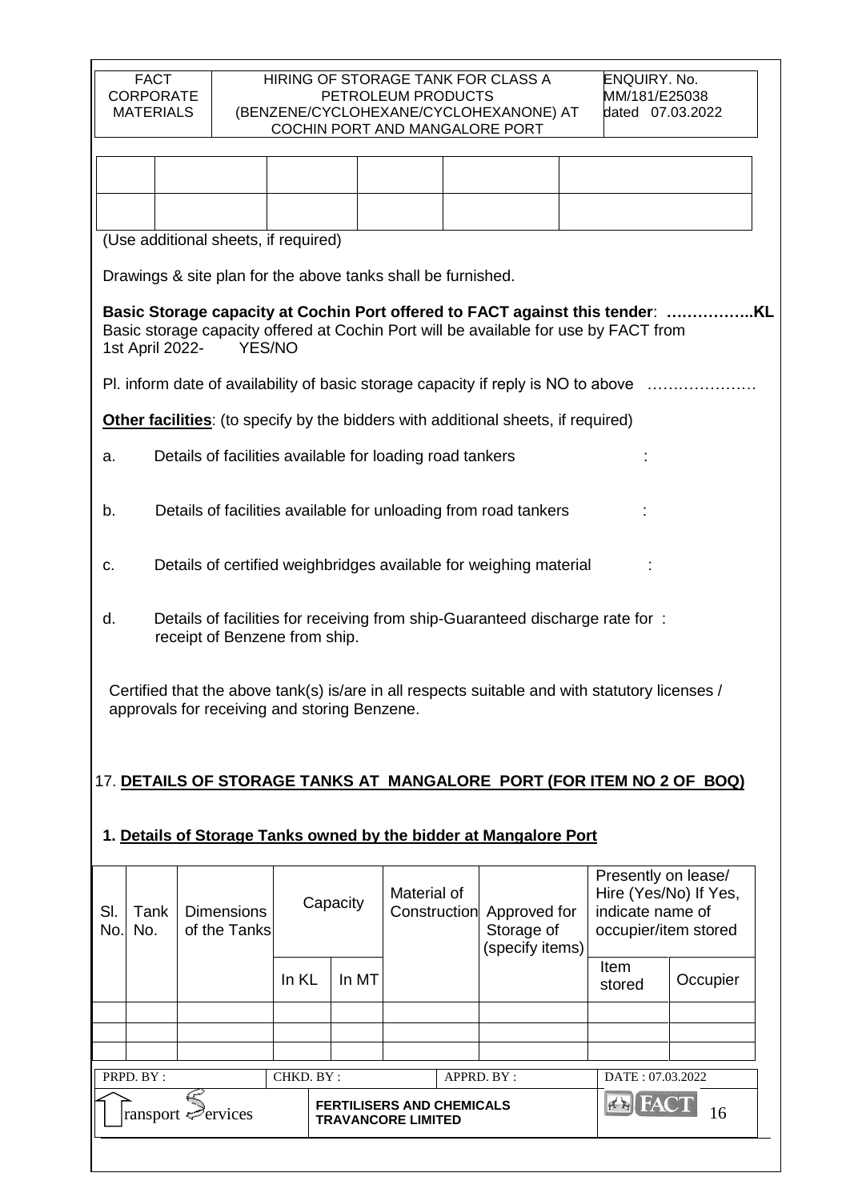|  |  |  |  |  |  |
|---|---|---|---|---|---|
|  |  |  |  |  |  |
|  |  |  |  |  |  |

(Use additional sheets, if required)

Drawings & site plan for the above tanks shall be furnished.

**Basic Storage capacity at Cochin Port offered to FACT against this tender: ……………..KL**

Basic storage capacity offered at Cochin Port will be available for use by FACT from 1st April 2022- YES/NO

Pl. inform date of availability of basic storage capacity if reply is NO to above …………………

**Other facilities**: (to specify by the bidders with additional sheets, if required)

a. Details of facilities available for loading road tankers :

b. Details of facilities available for unloading from road tankers :

c. Details of certified weighbridges available for weighing material :

d. Details of facilities for receiving from ship-Guaranteed discharge rate for : receipt of Benzene from ship.

Certified that the above tank(s) is/are in all respects suitable and with statutory licenses / approvals for receiving and storing Benzene.

## 17. DETAILS OF STORAGE TANKS AT MANGALORE PORT (FOR ITEM NO 2 OF BOQ)

### 1. Details of Storage Tanks owned by the bidder at Mangalore Port

| Sl. No. | Tank No. | Dimensions of the Tanks | Capacity | | Material of Construction | Approved for Storage of (specify items) | Presently on lease/ Hire (Yes/No) If Yes, indicate name of occupier/item stored | |
|---|---|---|---|---|---|---|---|---|
| | | | In KL | In MT | | | Item stored | Occupier |
| | | | | | | | | |
| | | | | | | | | |
| | | | | | | | | |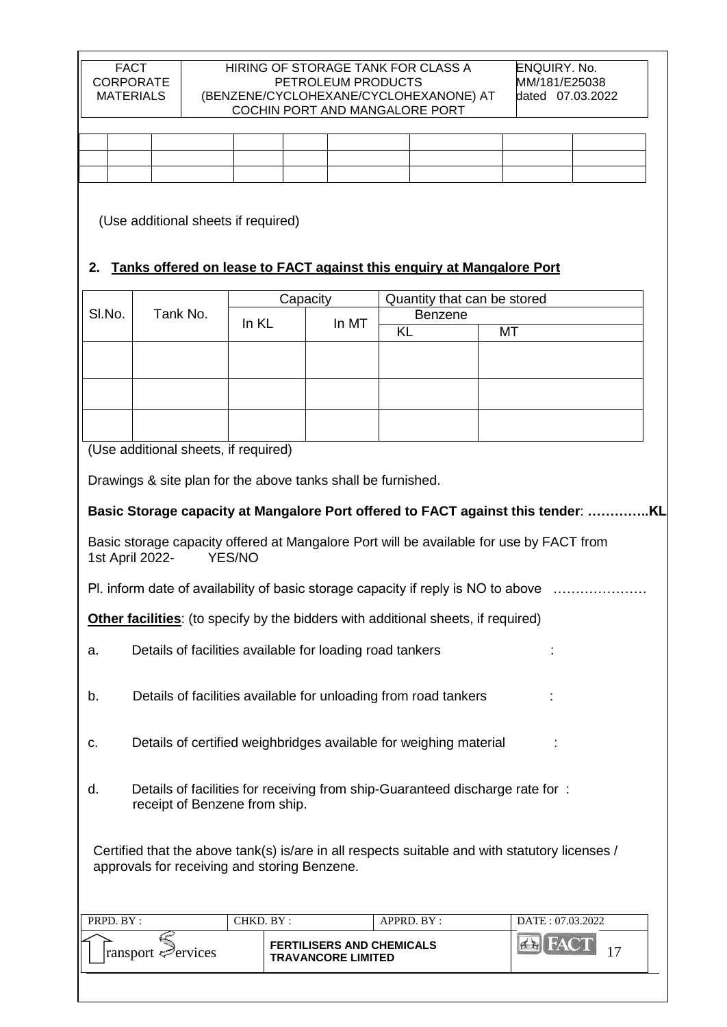| | | | | | | | | |
|---|---|---|---|---|---|---|---|---|
| | | | | | | | | |
| | | | | | | | | |

(Use additional sheets if required)

## 2. Tanks offered on lease to FACT against this enquiry at Mangalore Port

| Sl.No. | Tank No. | Capacity | | Quantity that can be stored | |
|---|---|---|---|---|---|
| | | | | Benzene | |
| | | In KL | In MT | KL | MT |
| | | | | | |
| | | | | | |
| | | | | | |

(Use additional sheets, if required)

Drawings & site plan for the above tanks shall be furnished.

**Basic Storage capacity at Mangalore Port offered to FACT against this tender: …………..KL**

Basic storage capacity offered at Mangalore Port will be available for use by FACT from 1st April 2022- YES/NO

Pl. inform date of availability of basic storage capacity if reply is NO to above …………………

**Other facilities**: (to specify by the bidders with additional sheets, if required)

a. Details of facilities available for loading road tankers :

b. Details of facilities available for unloading from road tankers :

c. Details of certified weighbridges available for weighing material :

d. Details of facilities for receiving from ship-Guaranteed discharge rate for receipt of Benzene from ship. :

Certified that the above tank(s) is/are in all respects suitable and with statutory licenses / approvals for receiving and storing Benzene.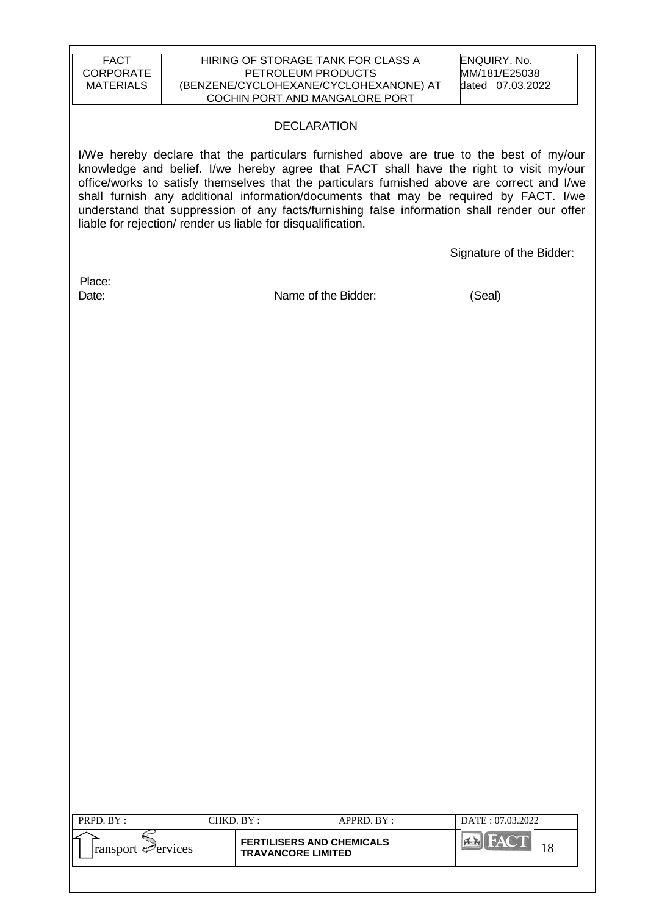## DECLARATION

I/We hereby declare that the particulars furnished above are true to the best of my/our knowledge and belief. I/we hereby agree that FACT shall have the right to visit my/our office/works to satisfy themselves that the particulars furnished above are correct and I/we shall furnish any additional information/documents that may be required by FACT. I/we understand that suppression of any facts/furnishing false information shall render our offer liable for rejection/ render us liable for disqualification.

Signature of the Bidder:

Place:

Date: Name of the Bidder: (Seal)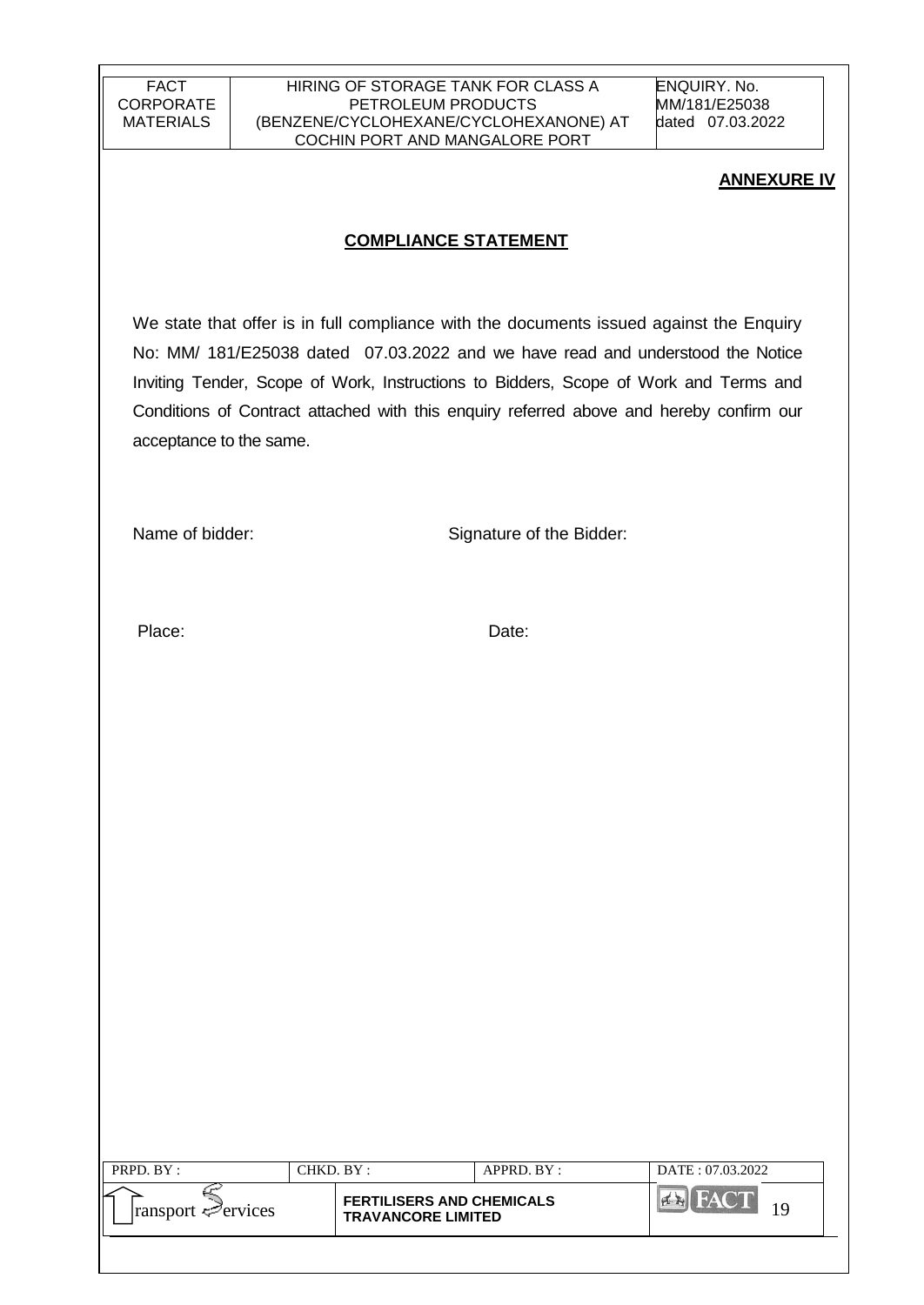## ANNEXURE IV

### COMPLIANCE STATEMENT

We state that offer is in full compliance with the documents issued against the Enquiry No: MM/ 181/E25038 dated 07.03.2022 and we have read and understood the Notice Inviting Tender, Scope of Work, Instructions to Bidders, Scope of Work and Terms and Conditions of Contract attached with this enquiry referred above and hereby confirm our acceptance to the same.

Name of bidder: Signature of the Bidder:

Place: Date: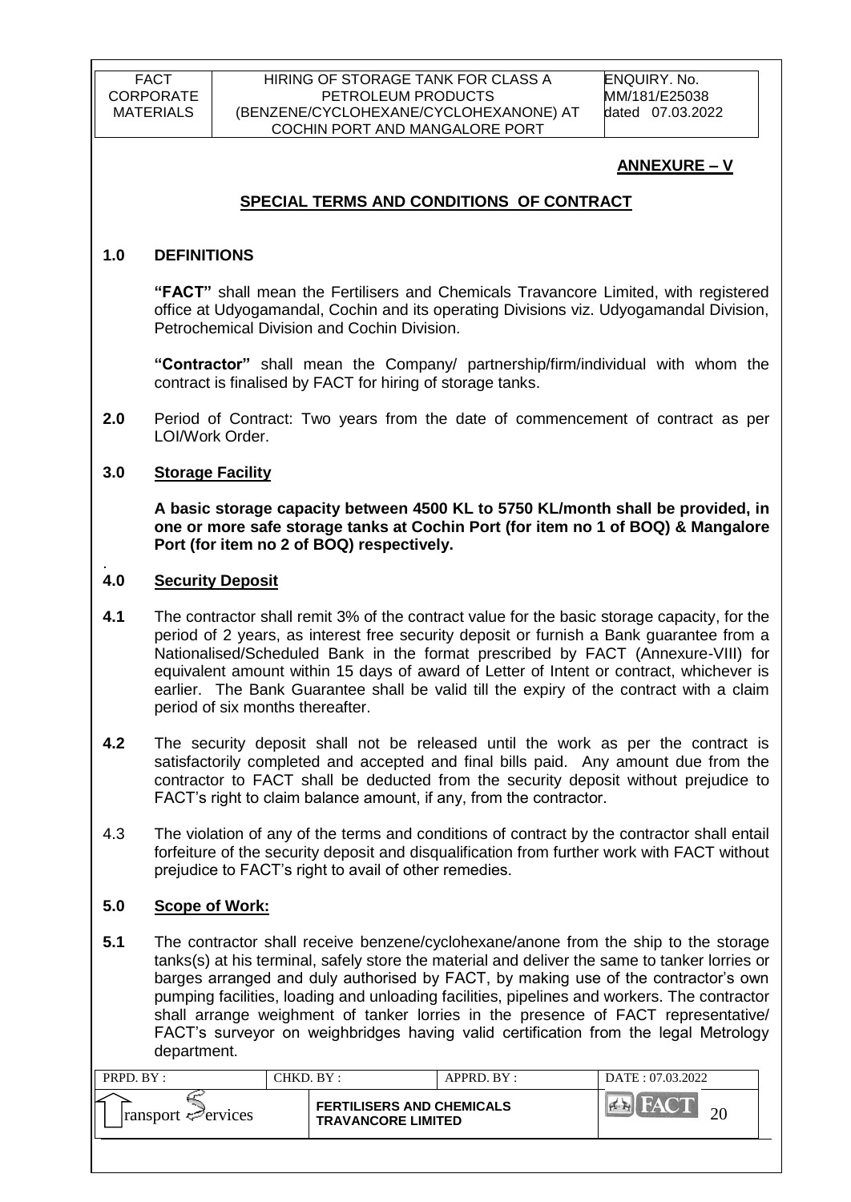## ANNEXURE – V

## SPECIAL TERMS AND CONDITIONS OF CONTRACT

**1.0 DEFINITIONS**

**"FACT"** shall mean the Fertilisers and Chemicals Travancore Limited, with registered office at Udyogamandal, Cochin and its operating Divisions viz. Udyogamandal Division, Petrochemical Division and Cochin Division.

**"Contractor"** shall mean the Company/ partnership/firm/individual with whom the contract is finalised by FACT for hiring of storage tanks.

**2.0** Period of Contract: Two years from the date of commencement of contract as per LOI/Work Order.

**3.0 Storage Facility**

**A basic storage capacity between 4500 KL to 5750 KL/month shall be provided, in one or more safe storage tanks at Cochin Port (for item no 1 of BOQ) & Mangalore Port (for item no 2 of BOQ) respectively.**

**4.0 Security Deposit**

**4.1** The contractor shall remit 3% of the contract value for the basic storage capacity, for the period of 2 years, as interest free security deposit or furnish a Bank guarantee from a Nationalised/Scheduled Bank in the format prescribed by FACT (Annexure-VIII) for equivalent amount within 15 days of award of Letter of Intent or contract, whichever is earlier. The Bank Guarantee shall be valid till the expiry of the contract with a claim period of six months thereafter.

**4.2** The security deposit shall not be released until the work as per the contract is satisfactorily completed and accepted and final bills paid. Any amount due from the contractor to FACT shall be deducted from the security deposit without prejudice to FACT's right to claim balance amount, if any, from the contractor.

4.3 The violation of any of the terms and conditions of contract by the contractor shall entail forfeiture of the security deposit and disqualification from further work with FACT without prejudice to FACT's right to avail of other remedies.

**5.0 Scope of Work:**

**5.1** The contractor shall receive benzene/cyclohexane/anone from the ship to the storage tanks(s) at his terminal, safely store the material and deliver the same to tanker lorries or barges arranged and duly authorised by FACT, by making use of the contractor's own pumping facilities, loading and unloading facilities, pipelines and workers. The contractor shall arrange weighment of tanker lorries in the presence of FACT representative/ FACT's surveyor on weighbridges having valid certification from the legal Metrology department.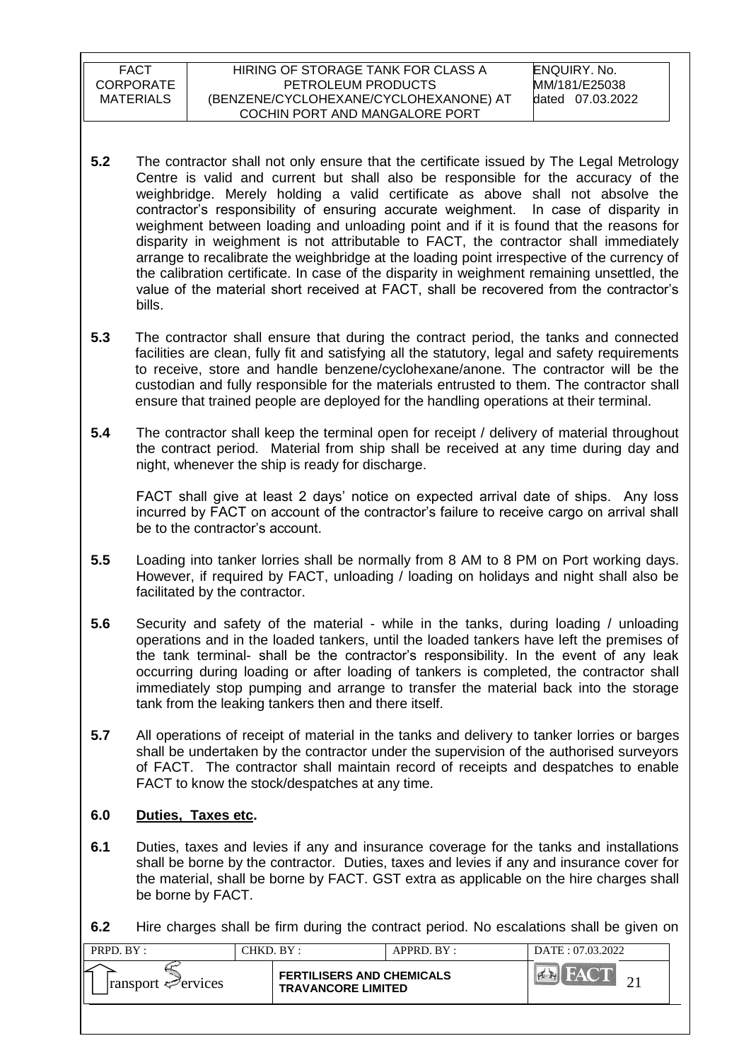**5.2** The contractor shall not only ensure that the certificate issued by The Legal Metrology Centre is valid and current but shall also be responsible for the accuracy of the weighbridge. Merely holding a valid certificate as above shall not absolve the contractor's responsibility of ensuring accurate weighment. In case of disparity in weighment between loading and unloading point and if it is found that the reasons for disparity in weighment is not attributable to FACT, the contractor shall immediately arrange to recalibrate the weighbridge at the loading point irrespective of the currency of the calibration certificate. In case of the disparity in weighment remaining unsettled, the value of the material short received at FACT, shall be recovered from the contractor's bills.

**5.3** The contractor shall ensure that during the contract period, the tanks and connected facilities are clean, fully fit and satisfying all the statutory, legal and safety requirements to receive, store and handle benzene/cyclohexane/anone. The contractor will be the custodian and fully responsible for the materials entrusted to them. The contractor shall ensure that trained people are deployed for the handling operations at their terminal.

**5.4** The contractor shall keep the terminal open for receipt / delivery of material throughout the contract period. Material from ship shall be received at any time during day and night, whenever the ship is ready for discharge.

FACT shall give at least 2 days' notice on expected arrival date of ships. Any loss incurred by FACT on account of the contractor's failure to receive cargo on arrival shall be to the contractor's account.

**5.5** Loading into tanker lorries shall be normally from 8 AM to 8 PM on Port working days. However, if required by FACT, unloading / loading on holidays and night shall also be facilitated by the contractor.

**5.6** Security and safety of the material - while in the tanks, during loading / unloading operations and in the loaded tankers, until the loaded tankers have left the premises of the tank terminal- shall be the contractor's responsibility. In the event of any leak occurring during loading or after loading of tankers is completed, the contractor shall immediately stop pumping and arrange to transfer the material back into the storage tank from the leaking tankers then and there itself.

**5.7** All operations of receipt of material in the tanks and delivery to tanker lorries or barges shall be undertaken by the contractor under the supervision of the authorised surveyors of FACT. The contractor shall maintain record of receipts and despatches to enable FACT to know the stock/despatches at any time.

## 6.0 Duties, Taxes etc.

**6.1** Duties, taxes and levies if any and insurance coverage for the tanks and installations shall be borne by the contractor. Duties, taxes and levies if any and insurance cover for the material, shall be borne by FACT. GST extra as applicable on the hire charges shall be borne by FACT.

**6.2** Hire charges shall be firm during the contract period. No escalations shall be given on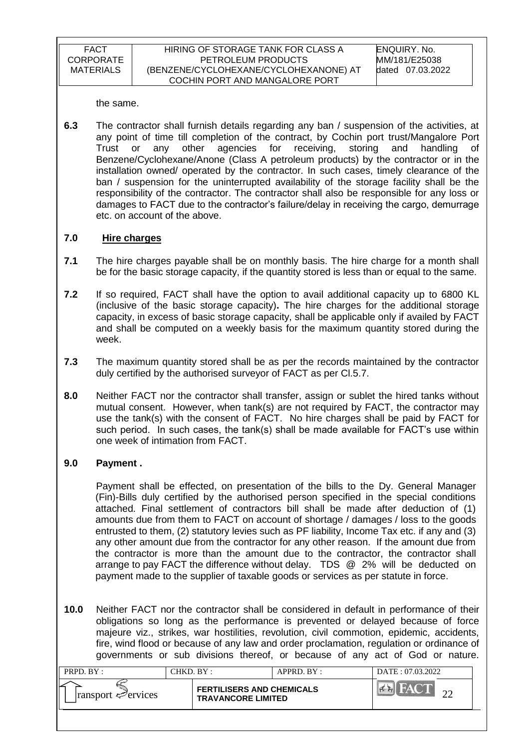the same.

**6.3** The contractor shall furnish details regarding any ban / suspension of the activities, at any point of time till completion of the contract, by Cochin port trust/Mangalore Port Trust or any other agencies for receiving, storing and handling of Benzene/Cyclohexane/Anone (Class A petroleum products) by the contractor or in the installation owned/ operated by the contractor. In such cases, timely clearance of the ban / suspension for the uninterrupted availability of the storage facility shall be the responsibility of the contractor. The contractor shall also be responsible for any loss or damages to FACT due to the contractor's failure/delay in receiving the cargo, demurrage etc. on account of the above.

## 7.0 Hire charges

**7.1** The hire charges payable shall be on monthly basis. The hire charge for a month shall be for the basic storage capacity, if the quantity stored is less than or equal to the same.

**7.2** If so required, FACT shall have the option to avail additional capacity up to 6800 KL (inclusive of the basic storage capacity)**.** The hire charges for the additional storage capacity, in excess of basic storage capacity, shall be applicable only if availed by FACT and shall be computed on a weekly basis for the maximum quantity stored during the week.

**7.3** The maximum quantity stored shall be as per the records maintained by the contractor duly certified by the authorised surveyor of FACT as per Cl.5.7.

**8.0** Neither FACT nor the contractor shall transfer, assign or sublet the hired tanks without mutual consent. However, when tank(s) are not required by FACT, the contractor may use the tank(s) with the consent of FACT. No hire charges shall be paid by FACT for such period. In such cases, the tank(s) shall be made available for FACT's use within one week of intimation from FACT.

## 9.0 Payment .

Payment shall be effected, on presentation of the bills to the Dy. General Manager (Fin)-Bills duly certified by the authorised person specified in the special conditions attached. Final settlement of contractors bill shall be made after deduction of (1) amounts due from them to FACT on account of shortage / damages / loss to the goods entrusted to them, (2) statutory levies such as PF liability, Income Tax etc. if any and (3) any other amount due from the contractor for any other reason. If the amount due from the contractor is more than the amount due to the contractor, the contractor shall arrange to pay FACT the difference without delay. TDS @ 2% will be deducted on payment made to the supplier of taxable goods or services as per statute in force.

**10.0** Neither FACT nor the contractor shall be considered in default in performance of their obligations so long as the performance is prevented or delayed because of force majeure viz., strikes, war hostilities, revolution, civil commotion, epidemic, accidents, fire, wind flood or because of any law and order proclamation, regulation or ordinance of governments or sub divisions thereof, or because of any act of God or nature.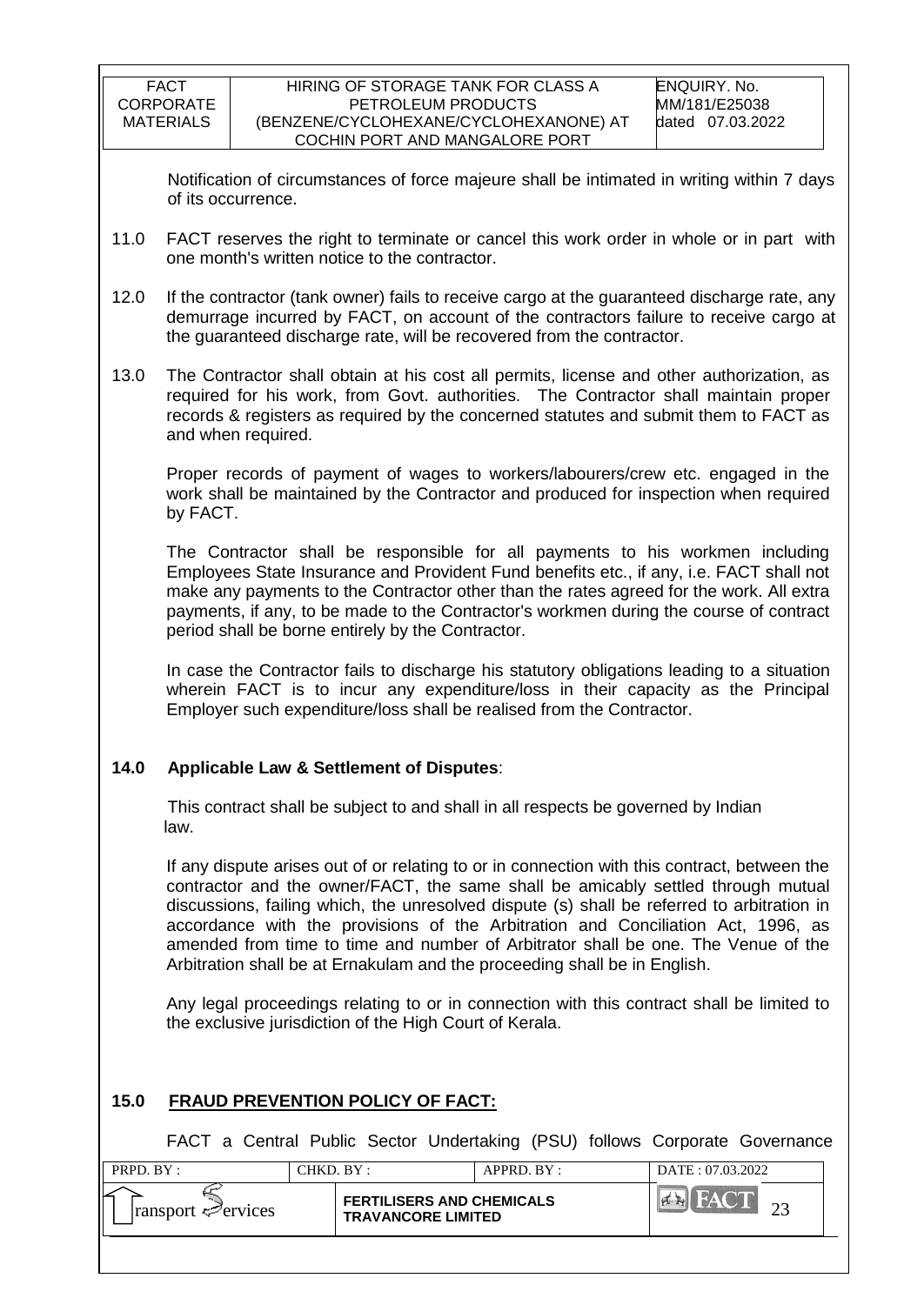Notification of circumstances of force majeure shall be intimated in writing within 7 days of its occurrence.

11.0 FACT reserves the right to terminate or cancel this work order in whole or in part with one month's written notice to the contractor.

12.0 If the contractor (tank owner) fails to receive cargo at the guaranteed discharge rate, any demurrage incurred by FACT, on account of the contractors failure to receive cargo at the guaranteed discharge rate, will be recovered from the contractor.

13.0 The Contractor shall obtain at his cost all permits, license and other authorization, as required for his work, from Govt. authorities. The Contractor shall maintain proper records & registers as required by the concerned statutes and submit them to FACT as and when required.

Proper records of payment of wages to workers/labourers/crew etc. engaged in the work shall be maintained by the Contractor and produced for inspection when required by FACT.

The Contractor shall be responsible for all payments to his workmen including Employees State Insurance and Provident Fund benefits etc., if any, i.e. FACT shall not make any payments to the Contractor other than the rates agreed for the work. All extra payments, if any, to be made to the Contractor's workmen during the course of contract period shall be borne entirely by the Contractor.

In case the Contractor fails to discharge his statutory obligations leading to a situation wherein FACT is to incur any expenditure/loss in their capacity as the Principal Employer such expenditure/loss shall be realised from the Contractor.

**14.0 Applicable Law & Settlement of Disputes**:

This contract shall be subject to and shall in all respects be governed by Indian law.

If any dispute arises out of or relating to or in connection with this contract, between the contractor and the owner/FACT, the same shall be amicably settled through mutual discussions, failing which, the unresolved dispute (s) shall be referred to arbitration in accordance with the provisions of the Arbitration and Conciliation Act, 1996, as amended from time to time and number of Arbitrator shall be one. The Venue of the Arbitration shall be at Ernakulam and the proceeding shall be in English.

Any legal proceedings relating to or in connection with this contract shall be limited to the exclusive jurisdiction of the High Court of Kerala.

**15.0 FRAUD PREVENTION POLICY OF FACT:**

FACT a Central Public Sector Undertaking (PSU) follows Corporate Governance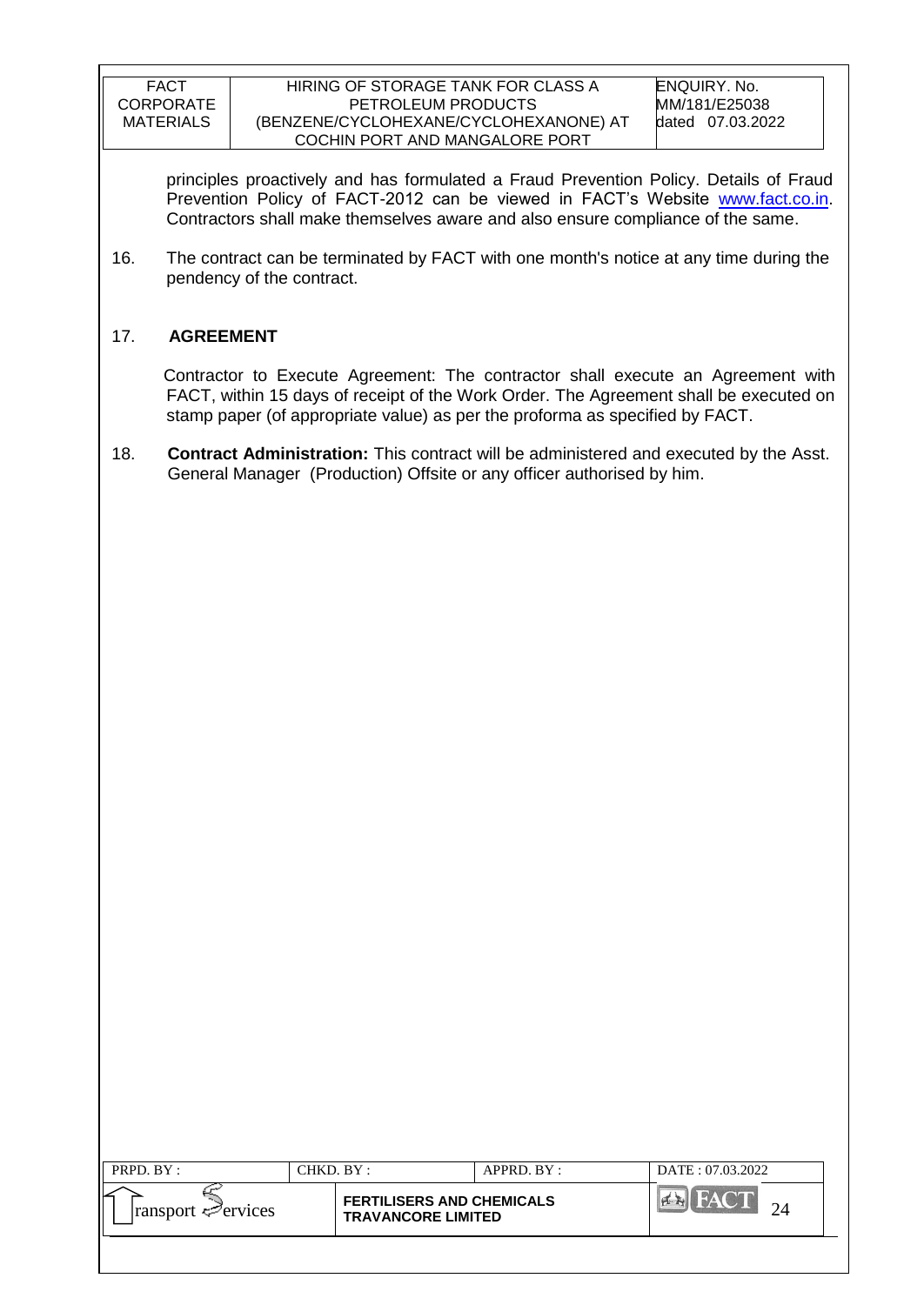principles proactively and has formulated a Fraud Prevention Policy. Details of Fraud Prevention Policy of FACT-2012 can be viewed in FACT's Website www.fact.co.in. Contractors shall make themselves aware and also ensure compliance of the same.

16. The contract can be terminated by FACT with one month's notice at any time during the pendency of the contract.

17. **AGREEMENT**

Contractor to Execute Agreement: The contractor shall execute an Agreement with FACT, within 15 days of receipt of the Work Order. The Agreement shall be executed on stamp paper (of appropriate value) as per the proforma as specified by FACT.

18. **Contract Administration:** This contract will be administered and executed by the Asst. General Manager (Production) Offsite or any officer authorised by him.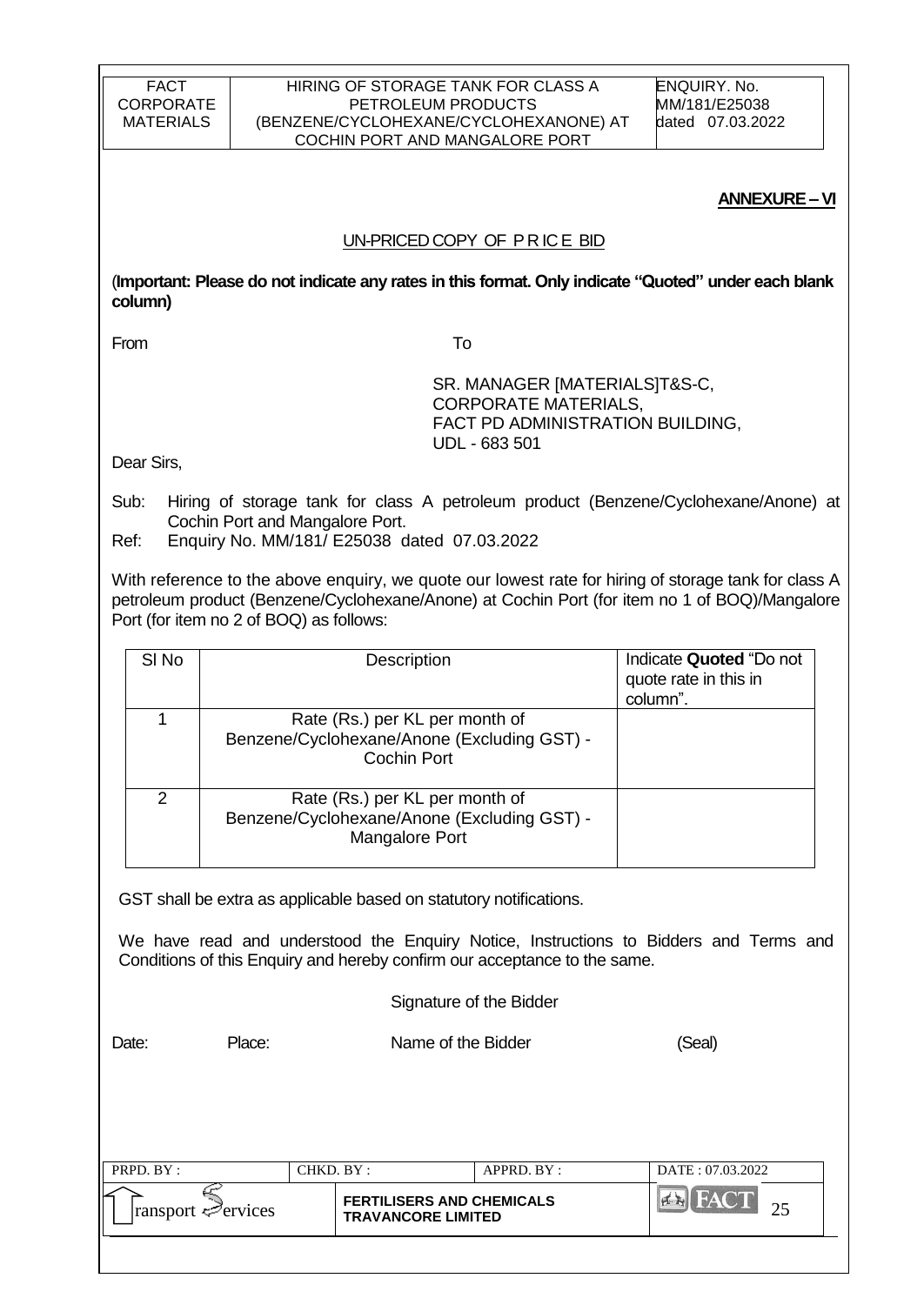**ANNEXURE – VI**

UN-PRICED COPY OF P R IC E BID

(**Important: Please do not indicate any rates in this format. Only indicate "Quoted" under each blank column)**

From

To

SR. MANAGER [MATERIALS]T&S-C,
CORPORATE MATERIALS,
FACT PD ADMINISTRATION BUILDING,
UDL - 683 501

Dear Sirs,

Sub: Hiring of storage tank for class A petroleum product (Benzene/Cyclohexane/Anone) at Cochin Port and Mangalore Port.

Ref: Enquiry No. MM/181/ E25038 dated 07.03.2022

With reference to the above enquiry, we quote our lowest rate for hiring of storage tank for class A petroleum product (Benzene/Cyclohexane/Anone) at Cochin Port (for item no 1 of BOQ)/Mangalore Port (for item no 2 of BOQ) as follows:

| Sl No | Description | Indicate **Quoted** "Do not quote rate in this in column". |
|---|---|---|
| 1 | Rate (Rs.) per KL per month of Benzene/Cyclohexane/Anone (Excluding GST) - Cochin Port | |
| 2 | Rate (Rs.) per KL per month of Benzene/Cyclohexane/Anone (Excluding GST) - Mangalore Port | |

GST shall be extra as applicable based on statutory notifications.

We have read and understood the Enquiry Notice, Instructions to Bidders and Terms and Conditions of this Enquiry and hereby confirm our acceptance to the same.

Signature of the Bidder

Date: Place: Name of the Bidder (Seal)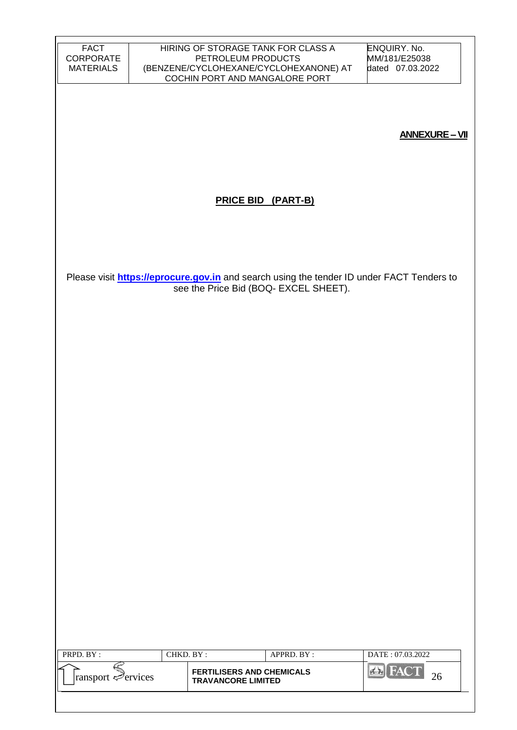**ANNEXURE – VII**

## PRICE BID (PART-B)

Please visit **https://eprocure.gov.in** and search using the tender ID under FACT Tenders to see the Price Bid (BOQ- EXCEL SHEET).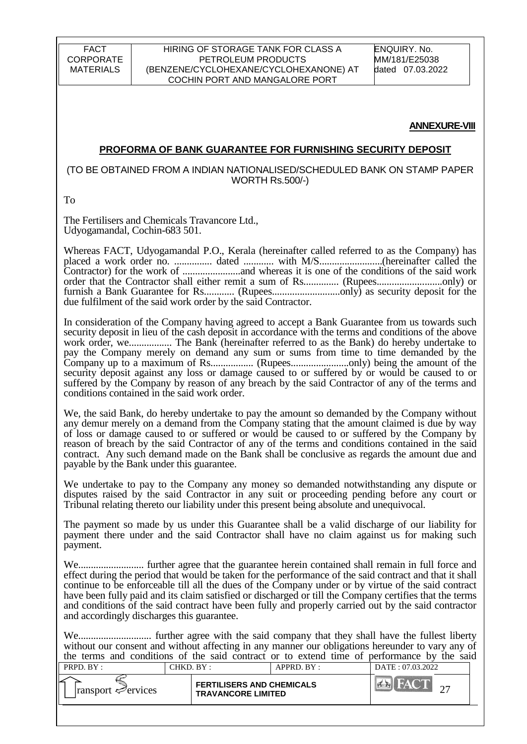**ANNEXURE-VIII**

## PROFORMA OF BANK GUARANTEE FOR FURNISHING SECURITY DEPOSIT

(TO BE OBTAINED FROM A INDIAN NATIONALISED/SCHEDULED BANK ON STAMP PAPER WORTH Rs.500/-)

To

The Fertilisers and Chemicals Travancore Ltd.,
Udyogamandal, Cochin-683 501.

Whereas FACT, Udyogamandal P.O., Kerala (hereinafter called referred to as the Company) has placed a work order no. ............... dated ............ with M/S.........................(hereinafter called the Contractor) for the work of .......................and whereas it is one of the conditions of the said work order that the Contractor shall either remit a sum of Rs.............. (Rupees..........................only) or furnish a Bank Guarantee for Rs............ (Rupees...........................only) as security deposit for the due fulfilment of the said work order by the said Contractor.

In consideration of the Company having agreed to accept a Bank Guarantee from us towards such security deposit in lieu of the cash deposit in accordance with the terms and conditions of the above work order, we................. The Bank (hereinafter referred to as the Bank) do hereby undertake to pay the Company merely on demand any sum or sums from time to time demanded by the Company up to a maximum of Rs................. (Rupees.......................only) being the amount of the security deposit against any loss or damage caused to or suffered by or would be caused to or suffered by the Company by reason of any breach by the said Contractor of any of the terms and conditions contained in the said work order.

We, the said Bank, do hereby undertake to pay the amount so demanded by the Company without any demur merely on a demand from the Company stating that the amount claimed is due by way of loss or damage caused to or suffered or would be caused to or suffered by the Company by reason of breach by the said Contractor of any of the terms and conditions contained in the said contract. Any such demand made on the Bank shall be conclusive as regards the amount due and payable by the Bank under this guarantee.

We undertake to pay to the Company any money so demanded notwithstanding any dispute or disputes raised by the said Contractor in any suit or proceeding pending before any court or Tribunal relating thereto our liability under this present being absolute and unequivocal.

The payment so made by us under this Guarantee shall be a valid discharge of our liability for payment there under and the said Contractor shall have no claim against us for making such payment.

We.......................... further agree that the guarantee herein contained shall remain in full force and effect during the period that would be taken for the performance of the said contract and that it shall continue to be enforceable till all the dues of the Company under or by virtue of the said contract have been fully paid and its claim satisfied or discharged or till the Company certifies that the terms and conditions of the said contract have been fully and properly carried out by the said contractor and accordingly discharges this guarantee.

We............................ further agree with the said company that they shall have the fullest liberty without our consent and without affecting in any manner our obligations hereunder to vary any of the terms and conditions of the said contract or to extend time of performance by the said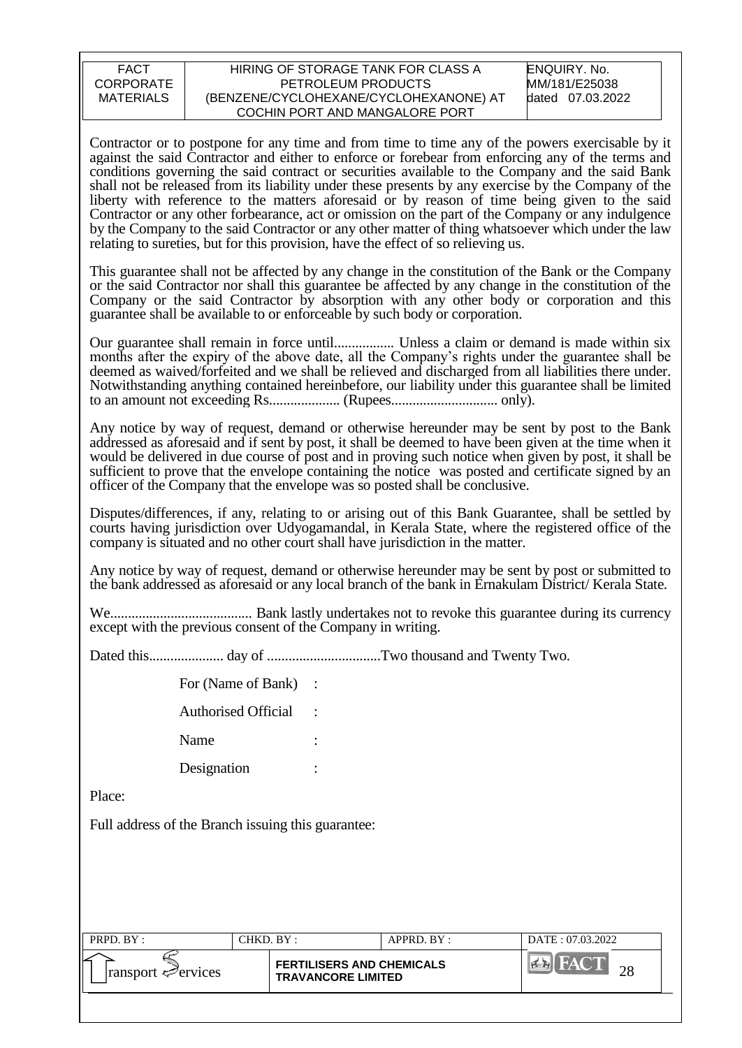Contractor or to postpone for any time and from time to time any of the powers exercisable by it against the said Contractor and either to enforce or forebear from enforcing any of the terms and conditions governing the said contract or securities available to the Company and the said Bank shall not be released from its liability under these presents by any exercise by the Company of the liberty with reference to the matters aforesaid or by reason of time being given to the said Contractor or any other forbearance, act or omission on the part of the Company or any indulgence by the Company to the said Contractor or any other matter of thing whatsoever which under the law relating to sureties, but for this provision, have the effect of so relieving us.

This guarantee shall not be affected by any change in the constitution of the Bank or the Company or the said Contractor nor shall this guarantee be affected by any change in the constitution of the Company or the said Contractor by absorption with any other body or corporation and this guarantee shall be available to or enforceable by such body or corporation.

Our guarantee shall remain in force until................. Unless a claim or demand is made within six months after the expiry of the above date, all the Company's rights under the guarantee shall be deemed as waived/forfeited and we shall be relieved and discharged from all liabilities there under. Notwithstanding anything contained hereinbefore, our liability under this guarantee shall be limited to an amount not exceeding Rs.................... (Rupees.............................. only).

Any notice by way of request, demand or otherwise hereunder may be sent by post to the Bank addressed as aforesaid and if sent by post, it shall be deemed to have been given at the time when it would be delivered in due course of post and in proving such notice when given by post, it shall be sufficient to prove that the envelope containing the notice was posted and certificate signed by an officer of the Company that the envelope was so posted shall be conclusive.

Disputes/differences, if any, relating to or arising out of this Bank Guarantee, shall be settled by courts having jurisdiction over Udyogamandal, in Kerala State, where the registered office of the company is situated and no other court shall have jurisdiction in the matter.

Any notice by way of request, demand or otherwise hereunder may be sent by post or submitted to the bank addressed as aforesaid or any local branch of the bank in Ernakulam District/ Kerala State.

We........................................ Bank lastly undertakes not to revoke this guarantee during its currency except with the previous consent of the Company in writing.

Dated this..................... day of ................................Two thousand and Twenty Two.

For (Name of Bank) :

Authorised Official :

Name :

Designation :

Place:

Full address of the Branch issuing this guarantee: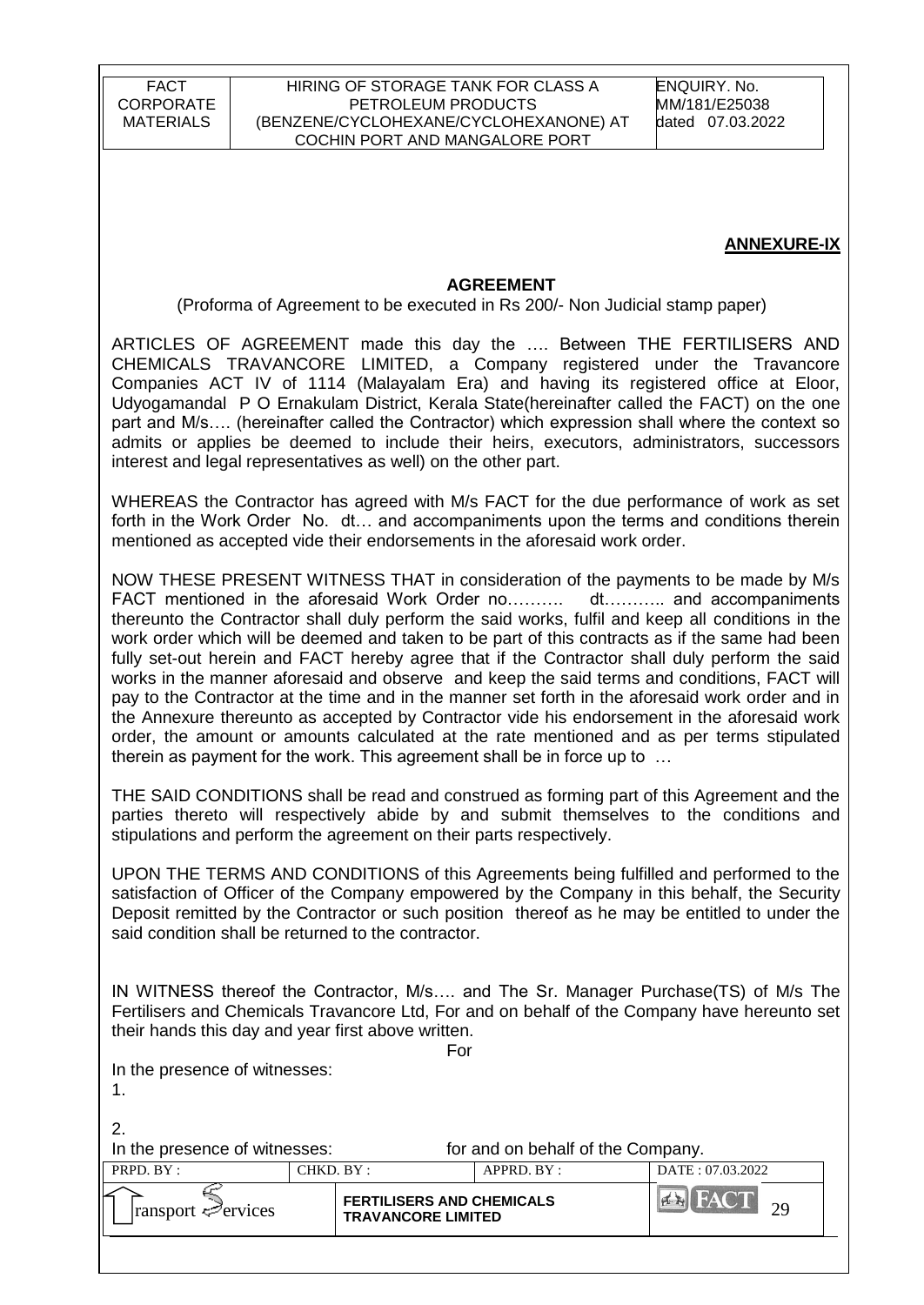**ANNEXURE-IX**

**AGREEMENT**

(Proforma of Agreement to be executed in Rs 200/- Non Judicial stamp paper)

ARTICLES OF AGREEMENT made this day the …. Between THE FERTILISERS AND CHEMICALS TRAVANCORE LIMITED, a Company registered under the Travancore Companies ACT IV of 1114 (Malayalam Era) and having its registered office at Eloor, Udyogamandal P O Ernakulam District, Kerala State(hereinafter called the FACT) on the one part and M/s…. (hereinafter called the Contractor) which expression shall where the context so admits or applies be deemed to include their heirs, executors, administrators, successors interest and legal representatives as well) on the other part.

WHEREAS the Contractor has agreed with M/s FACT for the due performance of work as set forth in the Work Order No. dt… and accompaniments upon the terms and conditions therein mentioned as accepted vide their endorsements in the aforesaid work order.

NOW THESE PRESENT WITNESS THAT in consideration of the payments to be made by M/s FACT mentioned in the aforesaid Work Order no………. dt……….. and accompaniments thereunto the Contractor shall duly perform the said works, fulfil and keep all conditions in the work order which will be deemed and taken to be part of this contracts as if the same had been fully set-out herein and FACT hereby agree that if the Contractor shall duly perform the said works in the manner aforesaid and observe and keep the said terms and conditions, FACT will pay to the Contractor at the time and in the manner set forth in the aforesaid work order and in the Annexure thereunto as accepted by Contractor vide his endorsement in the aforesaid work order, the amount or amounts calculated at the rate mentioned and as per terms stipulated therein as payment for the work. This agreement shall be in force up to …

THE SAID CONDITIONS shall be read and construed as forming part of this Agreement and the parties thereto will respectively abide by and submit themselves to the conditions and stipulations and perform the agreement on their parts respectively.

UPON THE TERMS AND CONDITIONS of this Agreements being fulfilled and performed to the satisfaction of Officer of the Company empowered by the Company in this behalf, the Security Deposit remitted by the Contractor or such position thereof as he may be entitled to under the said condition shall be returned to the contractor.

IN WITNESS thereof the Contractor, M/s…. and The Sr. Manager Purchase(TS) of M/s The Fertilisers and Chemicals Travancore Ltd, For and on behalf of the Company have hereunto set their hands this day and year first above written.

For

In the presence of witnesses:

1.

2.

In the presence of witnesses: for and on behalf of the Company.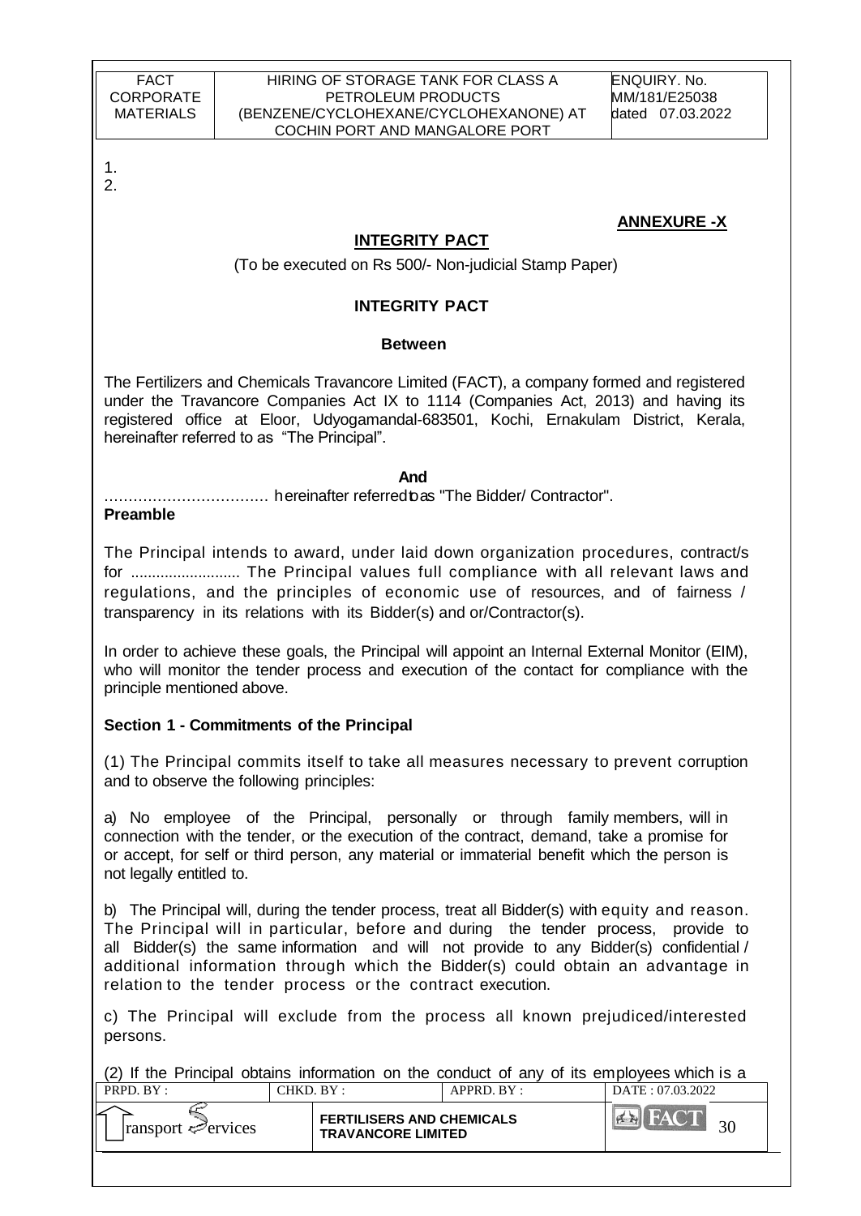1.
2.

**ANNEXURE -X**

## INTEGRITY PACT

(To be executed on Rs 500/- Non-judicial Stamp Paper)

## INTEGRITY PACT

**Between**

The Fertilizers and Chemicals Travancore Limited (FACT), a company formed and registered under the Travancore Companies Act IX to 1114 (Companies Act, 2013) and having its registered office at Eloor, Udyogamandal-683501, Kochi, Ernakulam District, Kerala, hereinafter referred to as "The Principal".

**And**

.................................. hereinafter referred to as "The Bidder/ Contractor".

**Preamble**

The Principal intends to award, under laid down organization procedures, contract/s for .......................... The Principal values full compliance with all relevant laws and regulations, and the principles of economic use of resources, and of fairness / transparency in its relations with its Bidder(s) and or/Contractor(s).

In order to achieve these goals, the Principal will appoint an Internal External Monitor (EIM), who will monitor the tender process and execution of the contact for compliance with the principle mentioned above.

**Section 1 - Commitments of the Principal**

(1) The Principal commits itself to take all measures necessary to prevent corruption and to observe the following principles:

a) No employee of the Principal, personally or through family members, will in connection with the tender, or the execution of the contract, demand, take a promise for or accept, for self or third person, any material or immaterial benefit which the person is not legally entitled to.

b) The Principal will, during the tender process, treat all Bidder(s) with equity and reason. The Principal will in particular, before and during the tender process, provide to all Bidder(s) the same information and will not provide to any Bidder(s) confidential / additional information through which the Bidder(s) could obtain an advantage in relation to the tender process or the contract execution.

c) The Principal will exclude from the process all known prejudiced/interested persons.

(2) If the Principal obtains information on the conduct of any of its employees which is a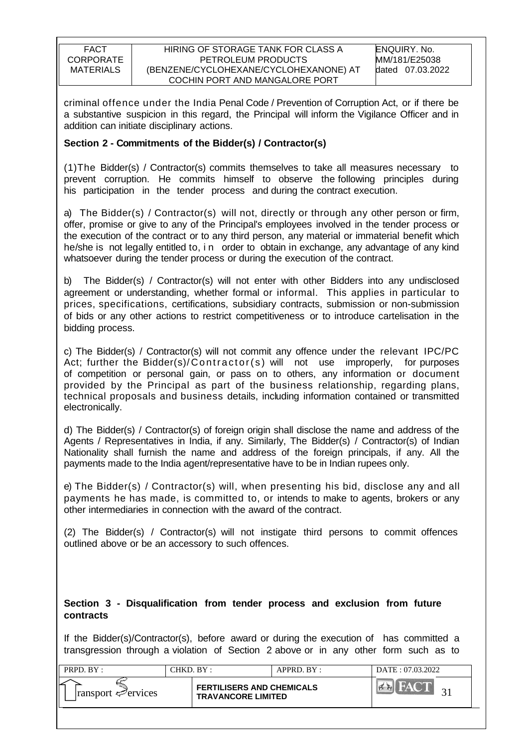criminal offence under the India Penal Code / Prevention of Corruption Act, or if there be a substantive suspicion in this regard, the Principal will inform the Vigilance Officer and in addition can initiate disciplinary actions.

**Section 2 - Commitments of the Bidder(s) / Contractor(s)**

(1)The Bidder(s) / Contractor(s) commits themselves to take all measures necessary to prevent corruption. He commits himself to observe the following principles during his participation in the tender process and during the contract execution.

a) The Bidder(s) / Contractor(s) will not, directly or through any other person or firm, offer, promise or give to any of the Principal's employees involved in the tender process or the execution of the contract or to any third person, any material or immaterial benefit which he/she is not legally entitled to, in order to obtain in exchange, any advantage of any kind whatsoever during the tender process or during the execution of the contract.

b) The Bidder(s) / Contractor(s) will not enter with other Bidders into any undisclosed agreement or understanding, whether formal or informal. This applies in particular to prices, specifications, certifications, subsidiary contracts, submission or non-submission of bids or any other actions to restrict competitiveness or to introduce cartelisation in the bidding process.

c) The Bidder(s) / Contractor(s) will not commit any offence under the relevant IPC/PC Act; further the Bidder(s)/Contractor(s) will not use improperly, for purposes of competition or personal gain, or pass on to others, any information or document provided by the Principal as part of the business relationship, regarding plans, technical proposals and business details, including information contained or transmitted electronically.

d) The Bidder(s) / Contractor(s) of foreign origin shall disclose the name and address of the Agents / Representatives in India, if any. Similarly, The Bidder(s) / Contractor(s) of Indian Nationality shall furnish the name and address of the foreign principals, if any. All the payments made to the India agent/representative have to be in Indian rupees only.

e) The Bidder(s) / Contractor(s) will, when presenting his bid, disclose any and all payments he has made, is committed to, or intends to make to agents, brokers or any other intermediaries in connection with the award of the contract.

(2) The Bidder(s) / Contractor(s) will not instigate third persons to commit offences outlined above or be an accessory to such offences.

**Section 3 - Disqualification from tender process and exclusion from future contracts**

If the Bidder(s)/Contractor(s), before award or during the execution of has committed a transgression through a violation of Section 2 above or in any other form such as to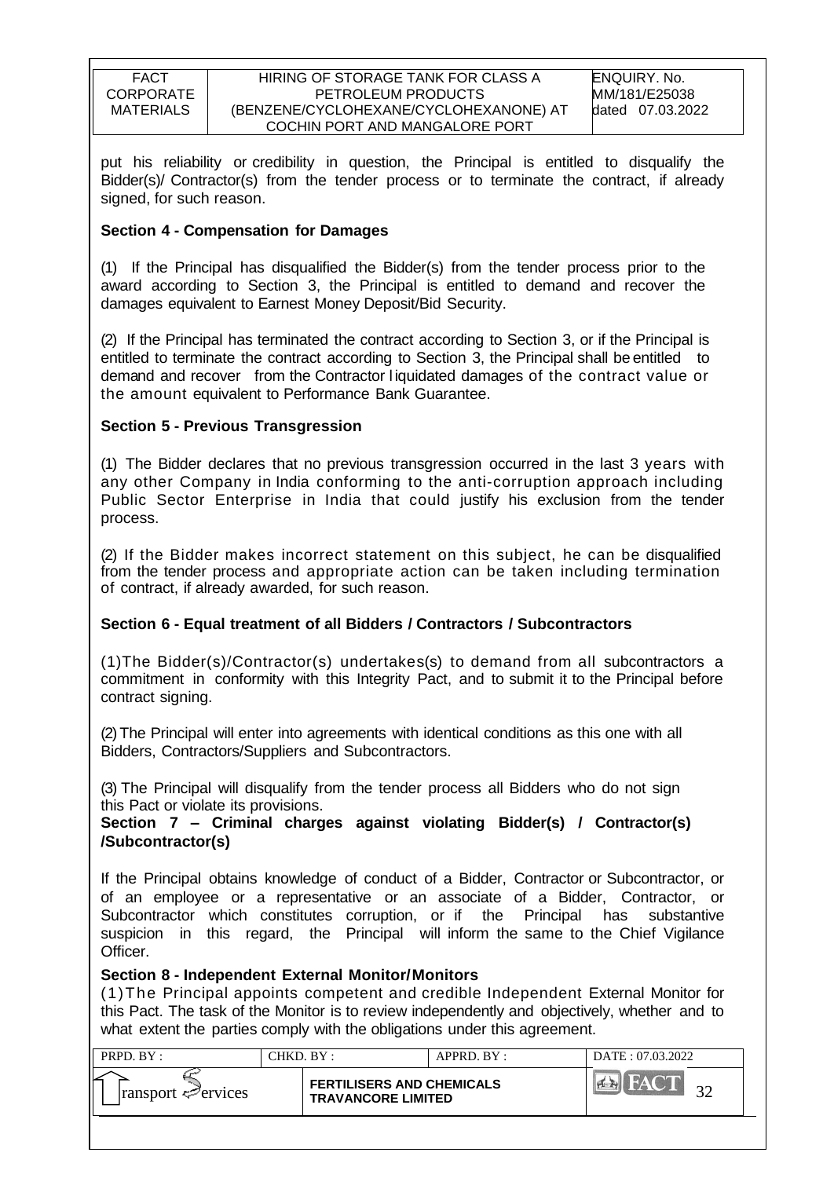put his reliability or credibility in question, the Principal is entitled to disqualify the Bidder(s)/ Contractor(s) from the tender process or to terminate the contract, if already signed, for such reason.

**Section 4 - Compensation for Damages**

(1) If the Principal has disqualified the Bidder(s) from the tender process prior to the award according to Section 3, the Principal is entitled to demand and recover the damages equivalent to Earnest Money Deposit/Bid Security.

(2) If the Principal has terminated the contract according to Section 3, or if the Principal is entitled to terminate the contract according to Section 3, the Principal shall be entitled to demand and recover from the Contractor liquidated damages of the contract value or the amount equivalent to Performance Bank Guarantee.

**Section 5 - Previous Transgression**

(1) The Bidder declares that no previous transgression occurred in the last 3 years with any other Company in India conforming to the anti-corruption approach including Public Sector Enterprise in India that could justify his exclusion from the tender process.

(2) If the Bidder makes incorrect statement on this subject, he can be disqualified from the tender process and appropriate action can be taken including termination of contract, if already awarded, for such reason.

**Section 6 - Equal treatment of all Bidders / Contractors / Subcontractors**

(1)The Bidder(s)/Contractor(s) undertakes(s) to demand from all subcontractors a commitment in conformity with this Integrity Pact, and to submit it to the Principal before contract signing.

(2) The Principal will enter into agreements with identical conditions as this one with all Bidders, Contractors/Suppliers and Subcontractors.

(3) The Principal will disqualify from the tender process all Bidders who do not sign this Pact or violate its provisions.

**Section 7 – Criminal charges against violating Bidder(s) / Contractor(s) /Subcontractor(s)**

If the Principal obtains knowledge of conduct of a Bidder, Contractor or Subcontractor, or of an employee or a representative or an associate of a Bidder, Contractor, or Subcontractor which constitutes corruption, or if the Principal has substantive suspicion in this regard, the Principal will inform the same to the Chief Vigilance Officer.

**Section 8 - Independent External Monitor/Monitors**

(1)The Principal appoints competent and credible Independent External Monitor for this Pact. The task of the Monitor is to review independently and objectively, whether and to what extent the parties comply with the obligations under this agreement.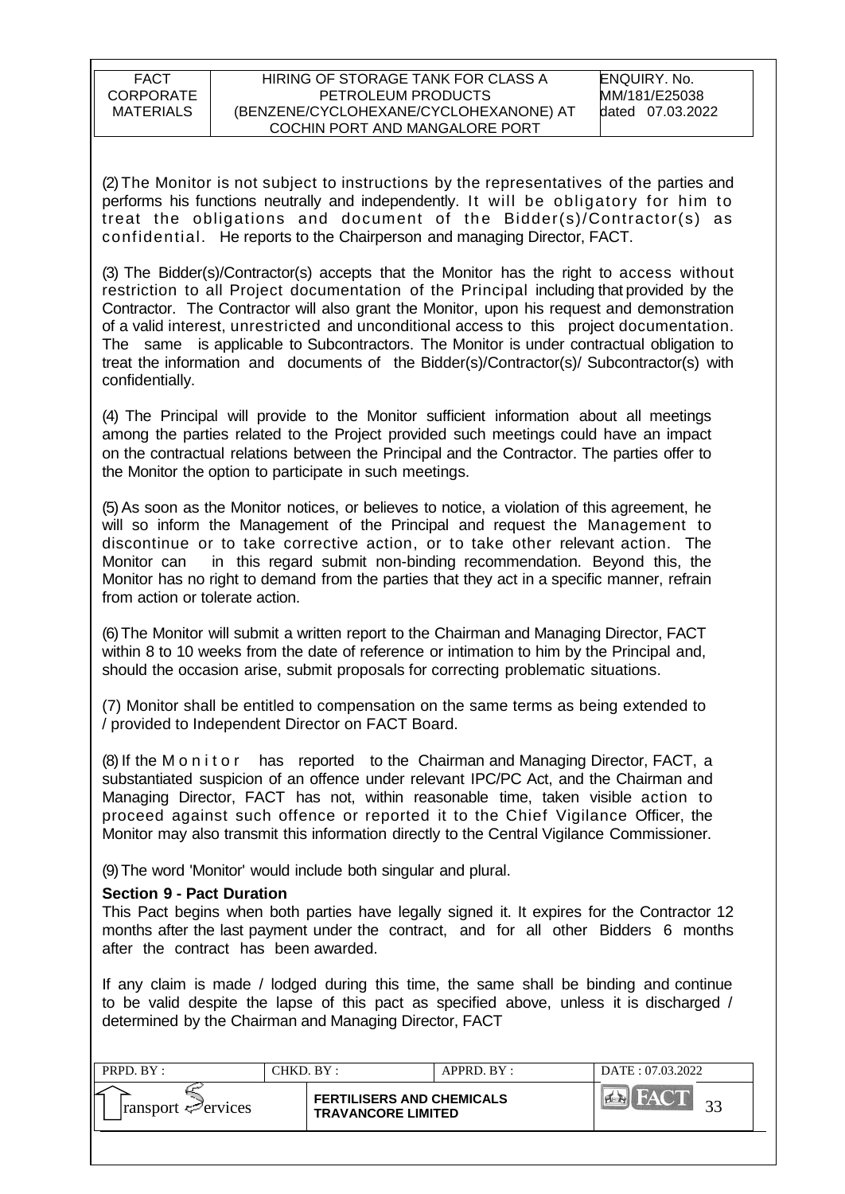(2) The Monitor is not subject to instructions by the representatives of the parties and performs his functions neutrally and independently. It will be obligatory for him to treat the obligations and document of the Bidder(s)/Contractor(s) as confidential. He reports to the Chairperson and managing Director, FACT.

(3) The Bidder(s)/Contractor(s) accepts that the Monitor has the right to access without restriction to all Project documentation of the Principal including that provided by the Contractor. The Contractor will also grant the Monitor, upon his request and demonstration of a valid interest, unrestricted and unconditional access to this project documentation. The same is applicable to Subcontractors. The Monitor is under contractual obligation to treat the information and documents of the Bidder(s)/Contractor(s)/ Subcontractor(s) with confidentially.

(4) The Principal will provide to the Monitor sufficient information about all meetings among the parties related to the Project provided such meetings could have an impact on the contractual relations between the Principal and the Contractor. The parties offer to the Monitor the option to participate in such meetings.

(5) As soon as the Monitor notices, or believes to notice, a violation of this agreement, he will so inform the Management of the Principal and request the Management to discontinue or to take corrective action, or to take other relevant action. The Monitor can in this regard submit non-binding recommendation. Beyond this, the Monitor has no right to demand from the parties that they act in a specific manner, refrain from action or tolerate action.

(6) The Monitor will submit a written report to the Chairman and Managing Director, FACT within 8 to 10 weeks from the date of reference or intimation to him by the Principal and, should the occasion arise, submit proposals for correcting problematic situations.

(7) Monitor shall be entitled to compensation on the same terms as being extended to / provided to Independent Director on FACT Board.

(8) If the Monitor has reported to the Chairman and Managing Director, FACT, a substantiated suspicion of an offence under relevant IPC/PC Act, and the Chairman and Managing Director, FACT has not, within reasonable time, taken visible action to proceed against such offence or reported it to the Chief Vigilance Officer, the Monitor may also transmit this information directly to the Central Vigilance Commissioner.

(9) The word 'Monitor' would include both singular and plural.

**Section 9 - Pact Duration**

This Pact begins when both parties have legally signed it. It expires for the Contractor 12 months after the last payment under the contract, and for all other Bidders 6 months after the contract has been awarded.

If any claim is made / lodged during this time, the same shall be binding and continue to be valid despite the lapse of this pact as specified above, unless it is discharged / determined by the Chairman and Managing Director, FACT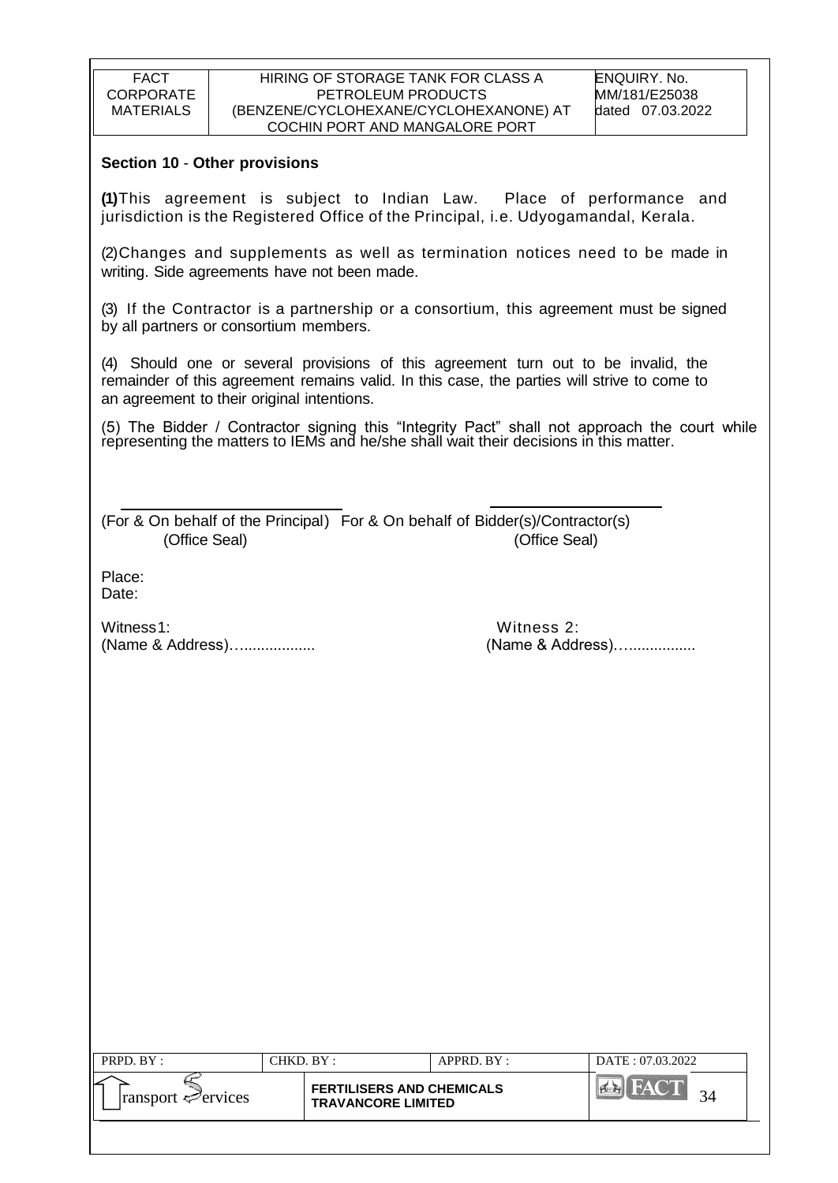## Section 10 - Other provisions

**(1)** This agreement is subject to Indian Law. Place of performance and jurisdiction is the Registered Office of the Principal, i.e. Udyogamandal, Kerala.

(2) Changes and supplements as well as termination notices need to be made in writing. Side agreements have not been made.

(3) If the Contractor is a partnership or a consortium, this agreement must be signed by all partners or consortium members.

(4) Should one or several provisions of this agreement turn out to be invalid, the remainder of this agreement remains valid. In this case, the parties will strive to come to an agreement to their original intentions.

(5) The Bidder / Contractor signing this "Integrity Pact" shall not approach the court while representing the matters to IEMs and he/she shall wait their decisions in this matter.

_________________________ _________________________

(For & On behalf of the Principal) For & On behalf of Bidder(s)/Contractor(s)
(Office Seal) (Office Seal)

Place:
Date:

Witness1:
(Name & Address)…................

Witness 2:
(Name & Address)….................